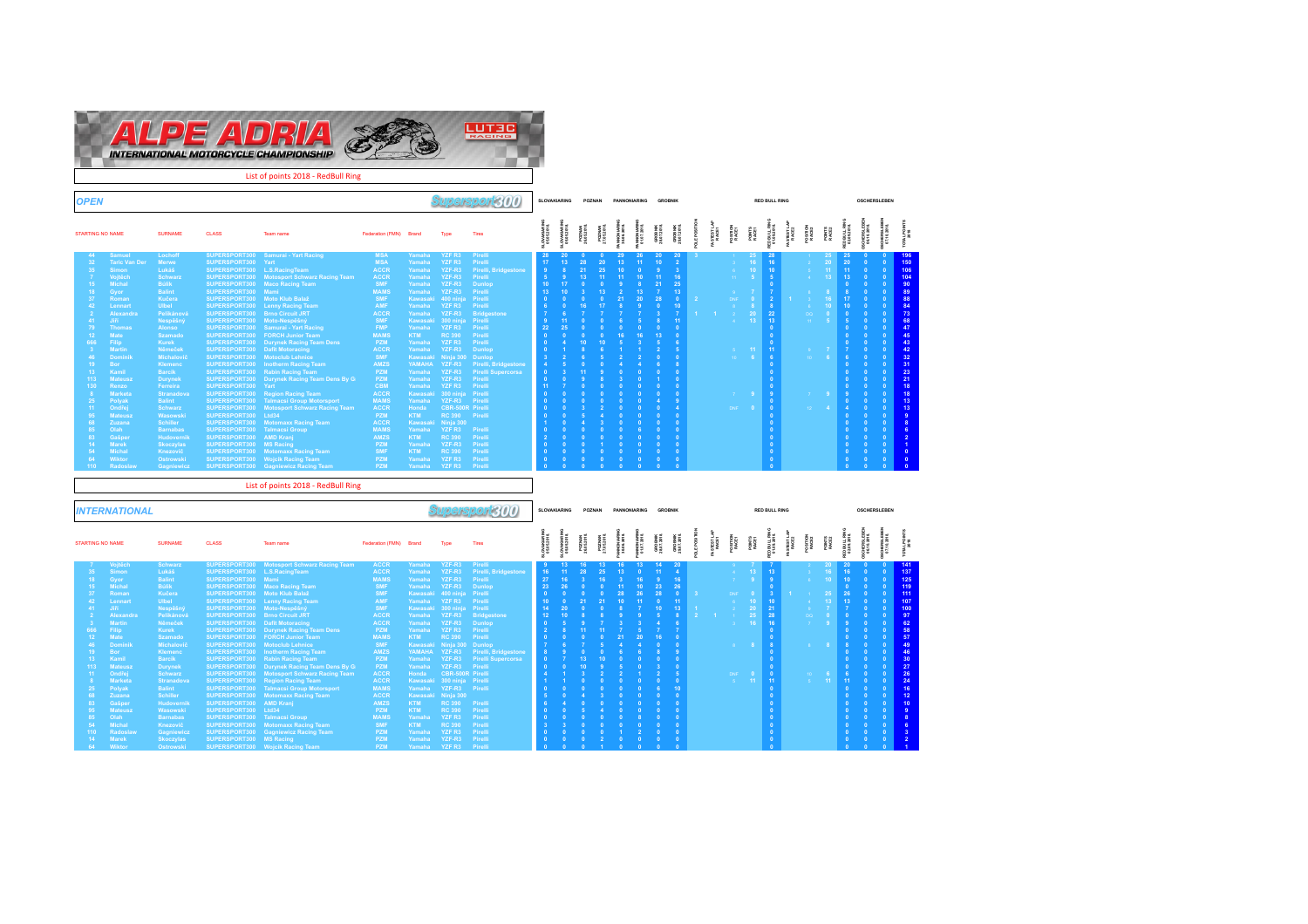# ALPE ADRIA INTERNATIONAL MOTORCYCLE CHAMPIONSHIP

List of points 2018 - RedBull Ring

## OPEN

Supersport300

| STARTING NO | NAME | SURNAME | CLASS | Team name | Federation (FMN) | Brand | Type | Tires | SLOVAKIARING 05.05.2018 | SLOVAKIARING 06.05.2018 | POZNAN 26.05.2018 | POZNAN 27.05.2018 | PANNONIARING 30.06.2018 | PANNONIARING 01.07.2018 | GROBNIK 28.07.2018 | GROBNIK 29.07.2018 | POLE POSITION | FASTEST LAP RACE1 | POSITION RACE1 | POINTS RACE1 | RED BULL RING 01.09.2018 | FASTEST LAP RACE2 | POSITION RACE2 | POINTS RACE2 | RED BULL RING 02.09.2018 | OSCHERSLEBEN 06.10.2018 | OSCHERSLEBEN 07.10.2018 | TOTAL POINTS 2018 |
|---|---|---|---|---|---|---|---|---|---|---|---|---|---|---|---|---|---|---|---|---|---|---|---|---|---|---|---|---|
| 44 | Samuel | Lochoff | SUPERSPORT300 | Samurai - Yart Racing | MSA | Yamaha | YZF R3 | Pirelli | 28 | 20 | 0 | 0 | 29 | 26 | 20 | 20 | 3 | | 1 | 25 | 28 | | 1 | 25 | 25 | 0 | 0 | 196 |
| 32 | Taric Van Der | Merwe | SUPERSPORT300 | Yart | MSA | Yamaha | YZF R3 | Pirelli | 17 | 13 | 28 | 20 | 13 | 11 | 10 | 2 | | | 3 | 16 | 16 | | 2 | 20 | 20 | 0 | 0 | 150 |
| 35 | Simon | Lukáš | SUPERSPORT300 | L.S.RacingTeam | ACCR | Yamaha | YZF-R3 | Pirelli, Bridgestone | 9 | 8 | 21 | 25 | 10 | 0 | 9 | 3 | | | 6 | 10 | 10 | | 5 | 11 | 11 | 0 | 0 | 106 |
| 7 | Vojtěch | Schwarz | SUPERSPORT300 | Motosport Schwarz Racing Team | ACCR | Yamaha | YZF-R3 | Pirelli | 5 | 9 | 13 | 11 | 11 | 10 | 11 | 16 | | | 11 | 5 | 5 | | 4 | 13 | 13 | 0 | 0 | 104 |
| 15 | Michal | Búlik | SUPERSPORT300 | Maco Racing Team | SMF | Yamaha | YZF-R3 | Dunlop | 10 | 17 | 0 | 0 | 9 | 8 | 21 | 25 | | | | | 0 | | | | 0 | 0 | 0 | 90 |
| 18 | Gyor | Balint | SUPERSPORT300 | Mami | MAMS | Yamaha | YZF-R3 | Pirelli | 13 | 10 | 3 | 13 | 2 | 13 | 7 | 13 | | | 9 | 7 | 7 | | 8 | 8 | 8 | 0 | 0 | 89 |
| 37 | Roman | Kučera | SUPERSPORT300 | Moto Klub Bažil | SMF | Kawasaki | 400 ninja | Pirelli | 0 | 0 | 0 | 0 | 21 | 20 | 28 | 0 | 2 | | DNF | 0 | 2 | 1 | 3 | 16 | 17 | 0 | 0 | 88 |
| 42 | Lennart | Ulbel | SUPERSPORT300 | Lenny Racing Team | AMF | Yamaha | YZF R3 | Pirelli | 6 | 0 | 16 | 17 | 8 | 9 | 0 | 10 | | | 8 | 8 | 8 | | 6 | 10 | 10 | 0 | 0 | 84 |
| 2 | Alexandra | Pelikánová | SUPERSPORT300 | Brno Circuit JRT | ACCR | Yamaha | YZF-R3 | Bridgestone | 7 | 6 | 7 | 7 | 7 | 7 | 3 | 7 | 1 | 1 | 2 | 20 | 22 | | DQ | 0 | 0 | 0 | 0 | 73 |
| 41 | Jiří | Nespěšný | SUPERSPORT300 | Moto-Nespěšný | SMF | Kawasaki | 300 ninja | Pirelli | 9 | 11 | 0 | 0 | 6 | 5 | 8 | 11 | | | 4 | 13 | 13 | | 11 | 5 | 5 | 0 | 0 | 68 |
| 70 | Thomas | Alonso | SUPERSPORT300 | Samurai - Yart Racing | FMP | Yamaha | YZF R3 | Pirelli | 22 | 25 | 0 | 0 | 0 | 0 | 0 | 0 | | | | | 0 | | | | 0 | 0 | 0 | 47 |
| 12 | Mate | Szarnado | SUPERSPORT300 | FORCH Junior Team | MAMS | KTM | RC 390 | Pirelli | 0 | 0 | 0 | 0 | 16 | 16 | 13 | 0 | | | | | 0 | | | | 0 | 0 | 0 | 45 |
| 666 | Filip | Kurek | SUPERSPORT300 | Durynek Racing Team Dens | PZM | Yamaha | YZF R3 | Pirelli | 0 | 4 | 10 | 10 | 5 | 3 | 5 | 6 | | | | | 0 | | | | 0 | 0 | 0 | 43 |
| 3 | Martin | Němeček | SUPERSPORT300 | Dafit Motoracing | ACCR | Yamaha | YZF-R3 | Pirelli | 0 | 1 | 8 | 6 | 1 | 1 | 2 | 5 | | | 5 | 11 | 11 | | 9 | 7 | 7 | 0 | 0 | 42 |
| 46 | Dominik | Michalovič | SUPERSPORT300 | Motoclub Lehnice | SMF | Kawasaki | Ninja 300 | Dunlop | 3 | 2 | 6 | 5 | 2 | 2 | 0 | 0 | | | 10 | 6 | 6 | | 10 | 6 | 6 | 0 | 0 | 32 |
| 19 | Bor | Klemenc | SUPERSPORT300 | Inotherm Racing Team | AMZS | YAMAHA | YZF-R3 | Pirelli, Bridgestone | 4 | 5 | 0 | 0 | 4 | 4 | 6 | 8 | | | | | 0 | | | | 0 | 0 | 0 | 31 |
| 13 | Kamil | Barcik | SUPERSPORT300 | Rabin Racing Team | PZM | Yamaha | YZF-R3 | Pirelli Supercorsa | 0 | 3 | 11 | 9 | 0 | 0 | 0 | 0 | | | | | 0 | | | | 0 | 0 | 0 | 23 |
| 113 | Mateusz | Durynek | SUPERSPORT300 | Durynek Racing Team Dens By G | PZM | Yamaha | YZF-R3 | Pirelli | 0 | 0 | 9 | 8 | 3 | 0 | 1 | 0 | | | | | 0 | | | | 0 | 0 | 0 | 21 |
| 130 | Renzo | Ferreira | SUPERSPORT300 | Yart | CSM | Yamaha | YZF R3 | Pirelli | 11 | 7 | 0 | 0 | 0 | 0 | 0 | 0 | | | | | 0 | | | | 0 | 0 | 0 | 18 |
| 8 | Markéta | Stranadova | SUPERSPORT300 | Region Racing Team | ACCR | Kawasaki | 300 ninja | Pirelli | 0 | 0 | 0 | 0 | 0 | 0 | 0 | 0 | | | 7 | 9 | 9 | | 7 | 9 | 9 | 0 | 0 | 18 |
| 25 | Polyak | Balint | SUPERSPORT300 | Talmacsi Group Motorsport | MAMS | Yamaha | YZF-R3 | Pirelli | 0 | 0 | 0 | 0 | 0 | 0 | 4 | 9 | | | | | 0 | | | | 0 | 0 | 0 | 13 |
| 11 | Ondřej | Schwarz | SUPERSPORT300 | Motosport Schwarz Racing Team | ACCR | Honda | CBR-500R | Pirelli | 0 | 0 | 3 | 2 | 0 | 0 | 0 | 4 | | | DNF | 0 | 0 | | 12 | 4 | 4 | 0 | 0 | 13 |
| 95 | Mateusz | Wasowski | SUPERSPORT300 | Ltd34 | PZM | KTM | RC 390 | Pirelli | 0 | 0 | 5 | 4 | 0 | 0 | 0 | 0 | | | | | 0 | | | | 0 | 0 | 0 | 9 |
| 68 | Zuzana | Schiller | SUPERSPORT300 | Motomaxx Racing Team | ACCR | Kawasaki | Ninja 300 | | 1 | 0 | 4 | 3 | 0 | 0 | 0 | 0 | | | | | 0 | | | | 0 | 0 | 0 | 8 |
| 85 | Olah | Barnabas | SUPERSPORT300 | Talmacsi Group | MAMS | Yamaha | YZF-R3 | Pirelli | 0 | 0 | 0 | 0 | 0 | 6 | 0 | 0 | | | | | 0 | | | | 0 | 0 | 0 | 6 |
| 83 | Gašper | Hudovernik | SUPERSPORT300 | AMD Kranj | AMZS | KTM | RC 390 | Pirelli | 0 | 0 | 0 | 0 | 2 | 0 | 0 | 0 | | | | | 0 | | | | 0 | 0 | 0 | 2 |
| 14 | Marek | Skoczylas | SUPERSPORT300 | MS Racing | PZM | Yamaha | YZF-R3 | Pirelli | 0 | 0 | 1 | 0 | 0 | 0 | 0 | 0 | | | | | 0 | | | | 0 | 0 | 0 | 1 |
| 54 | Michal | Knezović | SUPERSPORT300 | Motomaxx Racing Team | SMF | KTM | RC 390 | Pirelli | 0 | 0 | 0 | 0 | 0 | 0 | 0 | 0 | | | | | 0 | | | | 0 | 0 | 0 | 0 |
| 64 | Wiktor | Ostrowski | SUPERSPORT300 | Wojcik Racing Team | PZM | Yamaha | YZF R3 | Pirelli | 0 | 0 | 0 | 0 | 0 | 0 | 0 | 0 | | | | | 0 | | | | 0 | 0 | 0 | 0 |
| 110 | Radoslaw | Gagniewicz | SUPERSPORT300 | Gagniewicz Racing Team | PZM | Yamaha | YZF R3 | Pirelli | 0 | 0 | 0 | 0 | 0 | 0 | 0 | 0 | | | | | 0 | | | | 0 | 0 | 0 | 0 |

List of points 2018 - RedBull Ring

## INTERNATIONAL

Supersport300

| STARTING NO | NAME | SURNAME | CLASS | Team name | Federation (FMN) | Brand | Type | Tires | SLOVAKIARING 05.05.2018 | SLOVAKIARING 06.05.2018 | POZNAN 26.05.2018 | POZNAN 27.05.2018 | PANNONIARING 30.06.2018 | PANNONIARING 01.07.2018 | GROBNIK 28.07.2018 | GROBNIK 29.07.2018 | POLE POSITION | FASTEST LAP RACE1 | POSITION RACE1 | POINTS RACE1 | RED BULL RING 01.09.2018 | FASTEST LAP RACE2 | POSITION RACE2 | POINTS RACE2 | RED BULL RING 02.09.2018 | OSCHERSLEBEN 06.10.2018 | OSCHERSLEBEN 07.10.2018 | TOTAL POINTS 2018 |
|---|---|---|---|---|---|---|---|---|---|---|---|---|---|---|---|---|---|---|---|---|---|---|---|---|---|---|---|---|
| 7 | Vojtěch | Schwarz | SUPERSPORT300 | Motosport Schwarz Racing Team | ACCR | Yamaha | YZF-R3 | Pirelli | 9 | 13 | 16 | 13 | 16 | 13 | 14 | 20 | | | 9 | 7 | 7 | | 2 | 20 | 20 | 0 | 0 | 141 |
| 35 | Simon | Lukáš | SUPERSPORT300 | L.S.RacingTeam | ACCR | Yamaha | YZF-R3 | Pirelli, Bridgestone | 16 | 11 | 28 | 25 | 13 | 0 | 11 | 4 | | | 4 | 13 | 13 | | 3 | 16 | 16 | 0 | 0 | 137 |
| 18 | Gyor | Balint | SUPERSPORT300 | Mami | MAMS | Yamaha | YZF-R3 | Pirelli | 27 | 16 | 3 | 16 | 3 | 16 | 9 | 16 | | | 7 | 9 | 9 | | 6 | 10 | 10 | 0 | 0 | 125 |
| 15 | Michal | Búlik | SUPERSPORT300 | Maco Racing Team | SMF | Yamaha | YZF-R3 | Dunlop | 23 | 26 | 0 | 0 | 11 | 10 | 23 | 26 | | | | | 0 | | | | 0 | 0 | 0 | 119 |
| 37 | Roman | Kučera | SUPERSPORT300 | Moto Klub Bažil | SMF | Kawasaki | 400 ninja | Pirelli | 0 | 0 | 0 | 0 | 28 | 26 | 28 | 0 | 3 | | DNF | 0 | 3 | 1 | 1 | 25 | 26 | 0 | 0 | 111 |
| 42 | Lennart | Ulbel | SUPERSPORT300 | Lenny Racing Team | AMF | Yamaha | YZF R3 | Pirelli | 10 | 0 | 21 | 21 | 10 | 11 | 0 | 11 | | | 6 | 10 | 10 | | 4 | 13 | 13 | 0 | 0 | 107 |
| 41 | Jiří | Nespěšný | SUPERSPORT300 | Moto-Nespěšný | SMF | Kawasaki | 300 ninja | Pirelli | 14 | 20 | 0 | 0 | 8 | 7 | 10 | 13 | 1 | | 2 | 20 | 21 | | 9 | 7 | 7 | 0 | 0 | 100 |
| 2 | Alexandra | Pelikánová | SUPERSPORT300 | Brno Circuit JRT | ACCR | Yamaha | YZF-R3 | Bridgestone | 12 | 10 | 8 | 8 | 9 | 9 | 5 | 8 | 2 | 1 | 1 | 25 | 28 | | DQ | 0 | 0 | 0 | 0 | 97 |
| 3 | Martin | Němeček | SUPERSPORT300 | Dafit Motoracing | ACCR | Yamaha | YZF-R3 | Dunlop | 0 | 5 | 9 | 7 | 3 | 3 | 4 | 6 | | | 3 | 16 | 16 | | 7 | 9 | 9 | 0 | 0 | 62 |
| 666 | Filip | Kurek | SUPERSPORT300 | Durynek Racing Team Dens | PZM | Yamaha | YZF R3 | Pirelli | 2 | 8 | 11 | 11 | 7 | 5 | 7 | 7 | | | | | 0 | | | | 0 | 0 | 0 | 58 |
| 12 | Mate | Szarnado | SUPERSPORT300 | FORCH Junior Team | MAMS | KTM | RC 390 | Pirelli | 0 | 0 | 0 | 0 | 21 | 20 | 16 | 0 | | | | | 0 | | | | 0 | 0 | 0 | 57 |
| 46 | Dominik | Michalovič | SUPERSPORT300 | Motoclub Lehnice | SMF | Kawasaki | Ninja 300 | Dunlop | 7 | 6 | 7 | 5 | 4 | 4 | 0 | 0 | | | 8 | 8 | 8 | | 8 | 8 | 8 | 0 | 0 | 49 |
| 19 | Bor | Klemenc | SUPERSPORT300 | Inotherm Racing Team | AMZS | YAMAHA | YZF-R3 | Pirelli, Bridgestone | 8 | 9 | 0 | 0 | 6 | 6 | 8 | 9 | | | | | 0 | | | | 0 | 0 | 0 | 46 |
| 13 | Kamil | Barcik | SUPERSPORT300 | Rabin Racing Team | PZM | Yamaha | YZF-R3 | Pirelli Supercorsa | 0 | 7 | 13 | 10 | 0 | 0 | 0 | 0 | | | | | 0 | | | | 0 | 0 | 0 | 30 |
| 113 | Mateusz | Durynek | SUPERSPORT300 | Durynek Racing Team Dens By G | PZM | Yamaha | YZF-R3 | Pirelli | 0 | 0 | 10 | 9 | 5 | 0 | 3 | 0 | | | | | 0 | | | | 0 | 0 | 0 | 27 |
| 11 | Ondřej | Schwarz | SUPERSPORT300 | Motosport Schwarz Racing Team | ACCR | Honda | CBR-500R | Pirelli | 4 | 1 | 3 | 2 | 2 | 1 | 2 | 5 | | | DNF | 0 | 0 | | 10 | 6 | 6 | 0 | 0 | 26 |
| 8 | Markéta | Stranadova | SUPERSPORT300 | Region Racing Team | ACCR | Kawasaki | 300 ninja | Pirelli | 1 | 1 | 0 | 0 | 0 | 0 | 0 | 0 | | | 5 | 11 | 11 | | 5 | 11 | 11 | 0 | 0 | 24 |
| 25 | Polyak | Balint | SUPERSPORT300 | Talmacsi Group Motorsport | MAMS | Yamaha | YZF-R3 | Pirelli | 0 | 0 | 0 | 0 | 0 | 0 | 6 | 10 | | | | | 0 | | | | 0 | 0 | 0 | 16 |
| 68 | Zuzana | Schiller | SUPERSPORT300 | Motomaxx Racing Team | ACCR | Kawasaki | Ninja 300 | | 5 | 0 | 4 | 3 | 0 | 0 | 0 | 0 | | | | | 0 | | | | 0 | 0 | 0 | 12 |
| 83 | Gašper | Hudovernik | SUPERSPORT300 | AMD Kranj | AMZS | KTM | RC 390 | Pirelli | 6 | 4 | 0 | 0 | 0 | 0 | 0 | 0 | | | | | 0 | | | | 0 | 0 | 0 | 10 |
| 95 | Mateusz | Wasowski | SUPERSPORT300 | Ltd34 | PZM | KTM | RC 390 | Pirelli | 0 | 0 | 5 | 4 | 0 | 0 | 0 | 0 | | | | | 0 | | | | 0 | 0 | 0 | 9 |
| 85 | Olah | Barnabas | SUPERSPORT300 | Talmacsi Group | MAMS | Yamaha | YZF-R3 | Pirelli | 0 | 0 | 0 | 0 | 0 | 8 | 0 | 0 | | | | | 0 | | | | 0 | 0 | 0 | 8 |
| 54 | Michal | Knezović | SUPERSPORT300 | Motomaxx Racing Team | SMF | KTM | RC 390 | Pirelli | 3 | 3 | 0 | 0 | 0 | 0 | 0 | 0 | | | | | 0 | | | | 0 | 0 | 0 | 6 |
| 110 | Radoslaw | Gagniewicz | SUPERSPORT300 | Gagniewicz Racing Team | PZM | Yamaha | YZF-R3 | Pirelli | 0 | 0 | 0 | 0 | 1 | 2 | 0 | 0 | | | | | 0 | | | | 0 | 0 | 0 | 3 |
| 14 | Marek | Skoczylas | SUPERSPORT300 | MS Racing | PZM | Yamaha | YZF-R3 | Pirelli | 0 | 0 | 2 | 0 | 0 | 0 | 0 | 0 | | | | | 0 | | | | 0 | 0 | 0 | 2 |
| 64 | Wiktor | Ostrowski | SUPERSPORT300 | Wojcik Racing Team | PZM | Yamaha | YZF R3 | Pirelli | 0 | 0 | 0 | 1 | 0 | 0 | 0 | 0 | | | | | 0 | | | | 0 | 0 | 0 | 1 |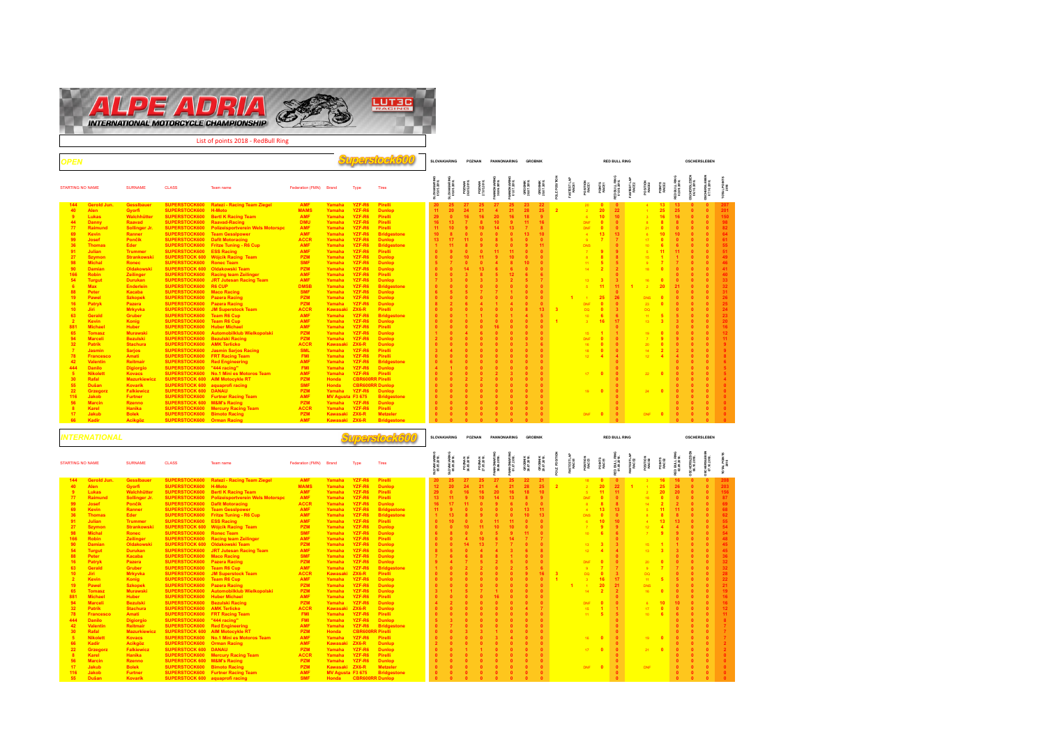# ALPE ADRIA INTERNATIONAL MOTORCYCLE CHAMPIONSHIP

List of points 2018 - RedBull Ring

## OPEN — Superstock600

| STARTING NO | NAME | SURNAME | CLASS | Team name | Federation (FMN) | Brand | Type | Tires | SLOVAKIARING Race 1 | SLOVAKIARING Race 2 | POZNAN Race 1 | POZNAN Race 2 | PANNONIARING Race 1 | PANNONIARING Race 2 | GROBNIK Race 1 | GROBNIK Race 2 | POLE POSITION | FASTEST LAP RACE1 | POSITION RACE1 | POINTS RACE1 | RED BULL RING Race 1 | FASTEST LAP RACE2 | POSITION RACE2 | POINTS RACE2 | RED BULL RING Race 2 | OSCHERSLEBEN Race 1 | OSCHERSLEBEN Race 2 | TOTAL POINTS 2018 |
|---|---|---|---|---|---|---|---|---|---|---|---|---|---|---|---|---|---|---|---|---|---|---|---|---|---|---|---|---|
| 144 | Gerold Jun. | Gesslbauer | SUPERSTOCK600 | Ratezi - Racing Team Ziegel | AMF | Yamaha | YZF-R6 | Pirelli | 20 | 25 | 27 | 25 | 27 | 25 | 23 | 22 | | | 20 | 0 | 0 | | 4 | 13 | 13 | 0 | 0 | 207 |
| 40 | Alen | Gyorfi | SUPERSTOCK600 | H-Moto | MAMS | Yamaha | YZF-R6 | Dunlop | 11 | 20 | 24 | 21 | 4 | 21 | 28 | 25 | 2 | | 2 | 20 | 22 | | 1 | 25 | 25 | 0 | 0 | 201 |
| 9 | Lukas | Walchhütter | SUPERSTOCK600 | Bertl K Racing Team | AMF | Yamaha | YZF-R6 | Pirelli | 29 | 0 | 16 | 16 | 20 | 16 | 18 | 9 | | | 6 | 10 | 10 | | 3 | 16 | 16 | 0 | 0 | 150 |
| 44 | Danny | Raavad | SUPERSTOCK600 | Raavad-Racing | DMU | Yamaha | YZF-R6 | Pirelli | 16 | 13 | 7 | 8 | 10 | 9 | 11 | 16 | | | DNF | 0 | 0 | | 8 | 8 | 8 | 0 | 0 | 98 |
| 77 | Raimund | Sollinger Jr. | SUPERSTOCK600 | Polizeisportverein Wels Motorsport | AMF | Yamaha | YZF-R6 | Pirelli | 11 | 10 | 9 | 10 | 14 | 13 | 7 | 8 | | | DNF | 0 | 0 | | 21 | 0 | 0 | 0 | 0 | 82 |
| 69 | Kevin | Ranner | SUPERSTOCK600 | Team Gesslpower | AMF | Yamaha | YZF-R6 | Bridgestone | 10 | 8 | 0 | 0 | 0 | 0 | 13 | 10 | | | 4 | 13 | 13 | | 6 | 10 | 10 | 0 | 0 | 64 |
| 99 | Josef | Pončík | SUPERSTOCK600 | Delti Motoracing | ACCR | Yamaha | YZF-R6 | Dunlop | 13 | 17 | 11 | 0 | 8 | 5 | 0 | 0 | | | 9 | 7 | 7 | | 17 | 0 | 0 | 0 | 0 | 61 |
| 36 | Thomas | Eder | SUPERSTOCK600 | Fritze Tuning - R6 Cup | AMF | Yamaha | YZF-R6 | Bridgestone | 1 | 11 | 8 | 9 | 0 | 0 | 9 | 11 | | | DNS | | 0 | | 10 | 6 | 6 | 0 | 0 | 55 |
| 91 | Julian | Trummer | SUPERSTOCK600 | ESS Racing | AMF | Yamaha | YZF-R6 | Pirelli | 0 | 9 | 0 | 0 | 11 | 11 | 0 | 0 | | | 7 | 9 | 9 | | 5 | 11 | 11 | 0 | 0 | 51 |
| 27 | Szymon | Strankowski | SUPERSTOCK600 | Wójcik Racing Team | PZM | Yamaha | YZF-R6 | Dunlop | 0 | 0 | 10 | 11 | 9 | 10 | 0 | 0 | | | 8 | 8 | 8 | | 15 | 1 | 1 | 0 | 0 | 49 |
| 98 | Michal | Ronec | SUPERSTOCK600 | Ronec Team | SMF | Yamaha | YZF-R6 | Dunlop | 5 | 7 | 0 | 0 | 4 | 8 | 10 | 0 | | | 11 | 5 | 5 | | 9 | 7 | 7 | 0 | 0 | 46 |
| 90 | Damian | Oldakowski | SUPERSTOCK 600 | Oldakowski Team | PZM | Yamaha | YZF-R6 | Dunlop | 0 | 0 | 14 | 13 | 6 | 6 | 0 | 0 | | | 14 | 2 | 2 | | 18 | 0 | 0 | 0 | 0 | 41 |
| 166 | Robin | Zeilinger | SUPERSTOCK600 | Racing team Zeilinger | AMF | Yamaha | YZF-R6 | Pirelli | 0 | 0 | 3 | 8 | 5 | 12 | 6 | 6 | | | | | 0 | | | | 0 | 0 | 0 | 40 |
| 54 | Turgut | Durukan | SUPERSTOCK600 | JRT Jutesan Racing Team | AMF | Yamaha | YZF-R6 | Dunlop | 7 | 3 | 0 | 3 | 3 | 2 | 5 | 7 | | | 13 | 3 | 3 | | 16 | 0 | 0 | 0 | 0 | 33 |
| 6 | Max | Enderlein | SUPERSTOCK600 | R6 CUP | DMSB | Yamaha | YZF-R6 | Bridgestone | 0 | 0 | 0 | 0 | 0 | 0 | 0 | 0 | | | 5 | 11 | 11 | 1 | 2 | 20 | 21 | 0 | 0 | 32 |
| 88 | Peter | Kacaba | SUPERSTOCK600 | Maco Racing | SMF | Yamaha | YZF-R6 | Dunlop | 6 | 5 | 5 | 7 | 7 | 1 | 0 | 0 | | | | | 0 | | | | 0 | 0 | 0 | 31 |
| 19 | Pawel | Szkopek | SUPERSTOCK600 | Pazera Racing | PZM | Yamaha | YZF-R6 | Dunlop | 0 | 0 | 0 | 0 | 0 | 0 | 0 | 0 | | 1 | 1 | 25 | 26 | | DNS | 0 | 0 | 0 | 0 | 26 |
| 16 | Patryk | Pazera | SUPERSTOCK600 | Pazera Racing | PZM | Yamaha | YZF-R6 | Dunlop | 8 | 2 | 6 | 4 | 1 | 4 | 0 | 0 | | | DNF | 0 | 0 | | 23 | 0 | 0 | 0 | 0 | 25 |
| 10 | Jiri | Mrkyvka | SUPERSTOCK600 | JM Superstock Team | ACCR | Kawasaki | ZX6-R | Pirelli | 0 | 0 | 0 | 0 | 0 | 0 | 8 | 13 | 3 | | DQ | 0 | 3 | | DQ | 0 | 0 | 0 | 0 | 24 |
| 63 | Gerald | Gruber | SUPERSTOCK600 | Team R6 Cup | AMF | Yamaha | YZF-R6 | Bridgestone | 0 | 0 | 1 | 1 | 0 | 1 | 4 | 5 | | | 10 | 6 | 6 | | 11 | 5 | 5 | 0 | 0 | 23 |
| 2 | Kevin | Konig | SUPERSTOCK600 | Team R6 Cup | AMF | Yamaha | YZF-R6 | Dunlop | 0 | 0 | 0 | 0 | 0 | 0 | 0 | 0 | 1 | | 3 | 16 | 17 | | 13 | 3 | 3 | 0 | 0 | 20 |
| 881 | Michael | Huber | SUPERSTOCK600 | Huber Michael | AMF | Yamaha | YZF-R6 | Pirelli | 0 | 0 | 0 | 0 | 16 | 0 | 0 | 0 | | | | | 0 | | | | 0 | 0 | 0 | 16 |
| 65 | Tomasz | Murawski | SUPERSTOCK600 | Automobilklub Wielkopolski | PZM | Yamaha | YZF-R6 | Dunlop | 1 | 0 | 4 | 6 | 0 | 0 | 0 | 0 | | | 15 | 1 | 1 | | 19 | 0 | 0 | 0 | 0 | 12 |
| 94 | Marceli | Bezulski | SUPERSTOCK600 | Bezulski Racing | PZM | Yamaha | YZF-R6 | Dunlop | 2 | 0 | 0 | 0 | 0 | 0 | 0 | 0 | | | DNF | 0 | 0 | | 7 | 9 | 9 | 0 | 0 | 11 |
| 32 | Patrik | Stachura | SUPERSTOCK600 | AMK Terlicko | ACCR | Kawasaki | ZX6-R | Dunlop | 0 | 0 | 0 | 0 | 0 | 0 | 3 | 6 | | | 16 | 0 | 0 | | 20 | 0 | 0 | 0 | 0 | 9 |
| 7 | Jasmin | Sarjos | SUPERSTOCK600 | Jasmin Sarjos Racing | SML | Yamaha | YZF-R6 | Pirelli | 3 | 4 | 0 | 0 | 0 | 0 | 0 | 0 | | | 18 | 0 | 0 | | 14 | 2 | 2 | 0 | 0 | 9 |
| 78 | Francesco | Amati | SUPERSTOCK600 | FRT Racing Team | FMI | Yamaha | YZF-R6 | Pirelli | 0 | 0 | 0 | 0 | 0 | 0 | 0 | 0 | | | 12 | 4 | 4 | | 12 | 4 | 4 | 0 | 0 | 8 |
| 42 | Valentin | Reitmair | SUPERSTOCK600 | Red Engineering | AMF | Yamaha | YZF-R6 | Bridgestone | 0 | 6 | 0 | 0 | 0 | 0 | 0 | 0 | | | | | 0 | | | | 0 | 0 | 0 | 6 |
| 444 | Danilo | Digiorgio | SUPERSTOCK600 | "444 racing" | FMI | Yamaha | YZF-R6 | Dunlop | 4 | 1 | 0 | 0 | 0 | 0 | 0 | 0 | | | | | 0 | | | | 0 | 0 | 0 | 5 |
| 5 | Nikolett | Kovacs | SUPERSTOCK600 | No.1 Mini es Motoros Team | AMF | Yamaha | YZF-R6 | Pirelli | 0 | 0 | 0 | 0 | 2 | 3 | 0 | 0 | | | 17 | 0 | 0 | | 22 | 0 | 0 | 0 | 0 | 5 |
| 30 | Rafal | Mazurkiewicz | SUPERSTOCK 600 | AIM Motocykle RT | PZM | Honda | CBR600RR | Pirelli | 0 | 0 | 2 | 2 | 0 | 0 | 0 | 0 | | | | | 0 | | | | 0 | 0 | 0 | 4 |
| 55 | Dušan | Kovarik | SUPERSTOCK 600 | aquaprofi racing | SMF | Honda | CBR600RR | Dunlop | 0 | 0 | 0 | 0 | 0 | 0 | 0 | 0 | | | | | 0 | | | | 0 | 0 | 0 | 0 |
| 22 | Grzegorz | Falkiewicz | SUPERSTOCK 600 | DANAU | PZM | Yamaha | YZF-R6 | Dunlop | 0 | 0 | 0 | 0 | 0 | 0 | 0 | 0 | | | 19 | 0 | 0 | | 24 | 0 | 0 | 0 | 0 | 0 |
| 116 | Jakob | Furtner | SUPERSTOCK600 | Furtner Racing Team | AMF | MV Agusta | F3 675 | Bridgestone | 0 | 0 | 0 | 0 | 0 | 0 | 0 | 0 | | | | | 0 | | | | 0 | 0 | 0 | 0 |
| 56 | Marcin | Rzenno | SUPERSTOCK 600 | M&M's Racing | PZM | Yamaha | YZF-R6 | Dunlop | 0 | 0 | 0 | 0 | 0 | 0 | 0 | 0 | | | | | 0 | | | | 0 | 0 | 0 | 0 |
| 8 | Karel | Hanika | SUPERSTOCK600 | Mercury Racing Team | ACCR | Yamaha | YZF-R6 | Pirelli | 0 | 0 | 0 | 0 | 0 | 0 | 0 | 0 | | | | | 0 | | | | 0 | 0 | 0 | 0 |
| 17 | Jakub | Bolek | SUPERSTOCK600 | Bimoto Racing | PZM | Kawasaki | ZX6-R | Metzeler | 0 | 0 | 0 | 0 | 0 | 0 | 0 | 0 | | | DNF | 0 | 0 | | DNF | 0 | 0 | 0 | 0 | 0 |
| 66 | Kadir | Acikgöz | SUPERSTOCK600 | Orman Racing | AMF | Kawasaki | ZX6-R | Bridgestone | 0 | 0 | 0 | 0 | 0 | 0 | 0 | 0 | | | | | 0 | | | | 0 | 0 | 0 | 0 |

## INTERNATIONAL — Superstock600

| STARTING NO | NAME | SURNAME | CLASS | Team name | Federation (FMN) | Brand | Type | Tires | SLOVAKIARING Race 1 | SLOVAKIARING Race 2 | POZNAN Race 1 | POZNAN Race 2 | PANNONIARING Race 1 | PANNONIARING Race 2 | GROBNIK Race 1 | GROBNIK Race 2 | POLE POSITION | FASTEST LAP RACE1 | POSITION RACE1 | POINTS RACE1 | RED BULL RING Race 1 | FASTEST LAP RACE2 | POSITION RACE2 | POINTS RACE2 | RED BULL RING Race 2 | OSCHERSLEBEN Race 1 | OSCHERSLEBEN Race 2 | TOTAL POINTS 2018 |
|---|---|---|---|---|---|---|---|---|---|---|---|---|---|---|---|---|---|---|---|---|---|---|---|---|---|---|---|---|
| 144 | Gerold Jun. | Gesslbauer | SUPERSTOCK600 | Ratezi - Racing Team Ziegel | AMF | Yamaha | YZF-R6 | Pirelli | 20 | 25 | 27 | 25 | 27 | 25 | 22 | 21 | | | 18 | 0 | 0 | | 3 | 16 | 16 | 0 | 0 | 208 |
| 40 | Alen | Gyorfi | SUPERSTOCK600 | H-Moto | MAMS | Yamaha | YZF-R6 | Dunlop | 12 | 20 | 24 | 21 | 4 | 21 | 28 | 25 | 2 | | 2 | 20 | 22 | 1 | 1 | 25 | 26 | 0 | 0 | 203 |
| 9 | Lukas | Walchhütter | SUPERSTOCK600 | Bertl K Racing Team | AMF | Yamaha | YZF-R6 | Pirelli | 29 | 0 | 16 | 16 | 20 | 16 | 18 | 10 | | | 5 | 11 | 11 | | 2 | 20 | 20 | 0 | 0 | 156 |
| 77 | Raimund | Sollinger Jr. | SUPERSTOCK600 | Polizeisportverein Wels Motorsport | AMF | Yamaha | YZF-R6 | Pirelli | 13 | 11 | 9 | 10 | 14 | 13 | 8 | 9 | | | DNF | 0 | 0 | | 18 | 0 | 0 | 0 | 0 | 87 |
| 99 | Josef | Pončík | SUPERSTOCK600 | Delti Motoracing | ACCR | Yamaha | YZF-R6 | Dunlop | 16 | 17 | 11 | 0 | 9 | 6 | 0 | 0 | | | 8 | 8 | 8 | | 14 | 2 | 2 | 0 | 0 | 69 |
| 69 | Kevin | Ranner | SUPERSTOCK600 | Team Gesslpower | AMF | Yamaha | YZF-R6 | Bridgestone | 11 | 9 | 0 | 0 | 0 | 0 | 13 | 11 | | | 4 | 13 | 13 | | 5 | 11 | 11 | 0 | 0 | 68 |
| 36 | Thomas | Eder | SUPERSTOCK600 | Fritze Tuning - R6 Cup | AMF | Yamaha | YZF-R6 | Bridgestone | 1 | 13 | 8 | 9 | 0 | 0 | 10 | 13 | | | DNS | 0 | 0 | | 6 | 8 | 8 | 0 | 0 | 62 |
| 91 | Julian | Trummer | SUPERSTOCK600 | ESS Racing | AMF | Yamaha | YZF-R6 | Pirelli | 0 | 10 | 0 | 0 | 11 | 11 | 0 | 0 | | | 6 | 10 | 10 | | 4 | 13 | 13 | 0 | 0 | 55 |
| 27 | Szymon | Strankowski | SUPERSTOCK600 | Wójcik Racing Team | PZM | Yamaha | YZF-R6 | Dunlop | 0 | 0 | 10 | 11 | 10 | 10 | 0 | 0 | | | 7 | 9 | 9 | | 12 | 4 | 4 | 0 | 0 | 54 |
| 98 | Michal | Ronec | SUPERSTOCK600 | Ronec Team | SMF | Yamaha | YZF-R6 | Dunlop | 6 | 8 | 0 | 0 | 5 | 9 | 11 | 0 | | | 10 | 6 | 6 | | 7 | 9 | 9 | 0 | 0 | 54 |
| 166 | Robin | Zeilinger | SUPERSTOCK600 | Racing team Zeilinger | AMF | Yamaha | YZF-R6 | Pirelli | 0 | 0 | 4 | 10 | 6 | 14 | 7 | 7 | | | | | 0 | | | | 0 | 0 | 0 | 48 |
| 90 | Damian | Oldakowski | SUPERSTOCK 600 | Oldakowski Team | PZM | Yamaha | YZF-R6 | Dunlop | 0 | 0 | 14 | 13 | 7 | 7 | 0 | 0 | | | 13 | 3 | 3 | | 15 | 1 | 1 | 0 | 0 | 45 |
| 54 | Turgut | Durukan | SUPERSTOCK600 | JRT Jutesan Racing Team | AMF | Yamaha | YZF-R6 | Dunlop | 8 | 5 | 0 | 4 | 4 | 3 | 6 | 8 | | | 12 | 4 | 4 | | 13 | 3 | 3 | 0 | 0 | 45 |
| 88 | Peter | Kacaba | SUPERSTOCK600 | Maco Racing | SMF | Yamaha | YZF-R6 | Dunlop | 7 | 6 | 6 | 8 | 8 | 1 | 0 | 0 | | | | | 0 | | | | 0 | 0 | 0 | 36 |
| 16 | Patryk | Pazera | SUPERSTOCK600 | Pazera Racing | PZM | Yamaha | YZF-R6 | Dunlop | 9 | 4 | 7 | 5 | 2 | 5 | 0 | 0 | | | DNF | 0 | 0 | | 20 | 0 | 0 | 0 | 0 | 32 |
| 63 | Gerald | Gruber | SUPERSTOCK600 | Team R6 Cup | AMF | Yamaha | YZF-R6 | Bridgestone | 1 | 0 | 2 | 2 | 0 | 2 | 5 | 6 | | | 9 | 7 | 7 | | 8 | 7 | 7 | 0 | 0 | 32 |
| 10 | Jiri | Mrkyvka | SUPERSTOCK600 | JM Superstock Team | ACCR | Kawasaki | ZX6-R | Pirelli | 0 | 0 | 0 | 0 | 0 | 0 | 9 | 16 | 3 | | DQ | 0 | 3 | | DQ | 0 | 0 | 0 | 0 | 28 |
| 2 | Kevin | Konig | SUPERSTOCK600 | Team R6 Cup | AMF | Yamaha | YZF-R6 | Dunlop | 0 | 0 | 0 | 0 | 0 | 0 | 0 | 0 | 1 | | 3 | 16 | 17 | | 11 | 5 | 5 | 0 | 0 | 22 |
| 19 | Pawel | Szkopek | SUPERSTOCK600 | Pazera Racing | PZM | Yamaha | YZF-R6 | Dunlop | 0 | 0 | 0 | 0 | 0 | 0 | 0 | 0 | | 1 | 1 | 20 | 21 | | DNS | 0 | 0 | 0 | 0 | 21 |
| 65 | Tomasz | Murawski | SUPERSTOCK600 | Automobilklub Wielkopolski | PZM | Yamaha | YZF-R6 | Dunlop | 3 | 1 | 5 | 7 | 1 | 0 | 0 | 0 | | | 14 | 2 | 2 | | 16 | 0 | 0 | 0 | 0 | 19 |
| 881 | Michael | Huber | SUPERSTOCK600 | Huber Michael | AMF | Yamaha | YZF-R6 | Pirelli | 0 | 0 | 0 | 0 | 16 | 0 | 0 | 0 | | | | | 0 | | | | 0 | 0 | 0 | 16 |
| 94 | Marceli | Bezulski | SUPERSTOCK600 | Bezulski Racing | PZM | Yamaha | YZF-R6 | Dunlop | 4 | 2 | 0 | 0 | 0 | 0 | 0 | 0 | | | DNF | 0 | 0 | | 6 | 10 | 10 | 0 | 0 | 16 |
| 32 | Patrik | Stachura | SUPERSTOCK600 | AMK Terlicko | ACCR | Kawasaki | ZX6-R | Dunlop | 0 | 0 | 0 | 0 | 0 | 0 | 4 | 7 | | | 15 | 1 | 1 | | 17 | 0 | 0 | 0 | 0 | 12 |
| 78 | Francesco | Amati | SUPERSTOCK600 | FRT Racing Team | FMI | Yamaha | YZF-R6 | Pirelli | 0 | 0 | 0 | 0 | 0 | 0 | 0 | 0 | | | 11 | 5 | 5 | | 10 | 6 | 6 | 0 | 0 | 11 |
| 444 | Danilo | Digiorgio | SUPERSTOCK600 | "444 racing" | FMI | Yamaha | YZF-R6 | Dunlop | 5 | 3 | 0 | 0 | 0 | 0 | 0 | 0 | | | | | 0 | | | | 0 | 0 | 0 | 8 |
| 42 | Valentin | Reitmair | SUPERSTOCK600 | Red Engineering | AMF | Yamaha | YZF-R6 | Bridgestone | 0 | 7 | 0 | 0 | 0 | 0 | 0 | 0 | | | | | 0 | | | | 0 | 0 | 0 | 7 |
| 30 | Rafal | Mazurkiewicz | SUPERSTOCK 600 | AIM Motocykle RT | PZM | Honda | CBR600RR | Pirelli | 0 | 0 | 3 | 3 | 1 | 0 | 0 | 0 | | | | | 0 | | | | 0 | 0 | 0 | 7 |
| 5 | Nikolett | Kovacs | SUPERSTOCK600 | No.1 Mini es Motoros Team | AMF | Yamaha | YZF-R6 | Pirelli | 0 | 0 | 0 | 0 | 3 | 4 | 0 | 0 | | | 16 | 0 | 0 | | 19 | 0 | 0 | 0 | 0 | 7 |
| 66 | Kadir | Acikgöz | SUPERSTOCK600 | Orman Racing | AMF | Kawasaki | ZX6-R | Dunlop | 2 | 0 | 0 | 0 | 0 | 0 | 0 | 0 | | | | | 0 | | | | 0 | 0 | 0 | 2 |
| 22 | Grzegorz | Falkiewicz | SUPERSTOCK 600 | DANAU | PZM | Yamaha | YZF-R6 | Dunlop | 0 | 0 | 1 | 1 | 0 | 0 | 0 | 0 | | | 17 | 0 | 0 | | 21 | 0 | 0 | 0 | 0 | 2 |
| 8 | Karel | Hanika | SUPERSTOCK600 | Mercury Racing Team | ACCR | Yamaha | YZF-R6 | Pirelli | 0 | 0 | 0 | 0 | 0 | 0 | 0 | 0 | | | | | 0 | | | | 0 | 0 | 0 | 0 |
| 56 | Marcin | Rzenno | SUPERSTOCK600 | M&M's Racing | PZM | Yamaha | YZF-R6 | Dunlop | 0 | 0 | 0 | 0 | 0 | 0 | 0 | 0 | | | | | 0 | | | | 0 | 0 | 0 | 0 |
| 17 | Jakub | Bolek | SUPERSTOCK600 | Bimoto Racing | PZM | Kawasaki | ZX6-R | Metzeler | 0 | 0 | 0 | 0 | 0 | 0 | 0 | 0 | | | DNF | 0 | 0 | | DNF | 0 | 0 | 0 | 0 | 0 |
| 116 | Jakob | Furtner | SUPERSTOCK600 | Furtner Racing Team | AMF | MV Agusta | F3 675 | Bridgestone | 0 | 0 | 0 | 0 | 0 | 0 | 0 | 0 | | | | | 0 | | | | 0 | 0 | 0 | 0 |
| 55 | Dušan | Kovarik | SUPERSTOCK 600 | aquaprofi racing | SMF | Honda | CBR600RR | Dunlop | 0 | 0 | 0 | 0 | 0 | 0 | 0 | 0 | | | | | 0 | | | | 0 | 0 | 0 | 0 |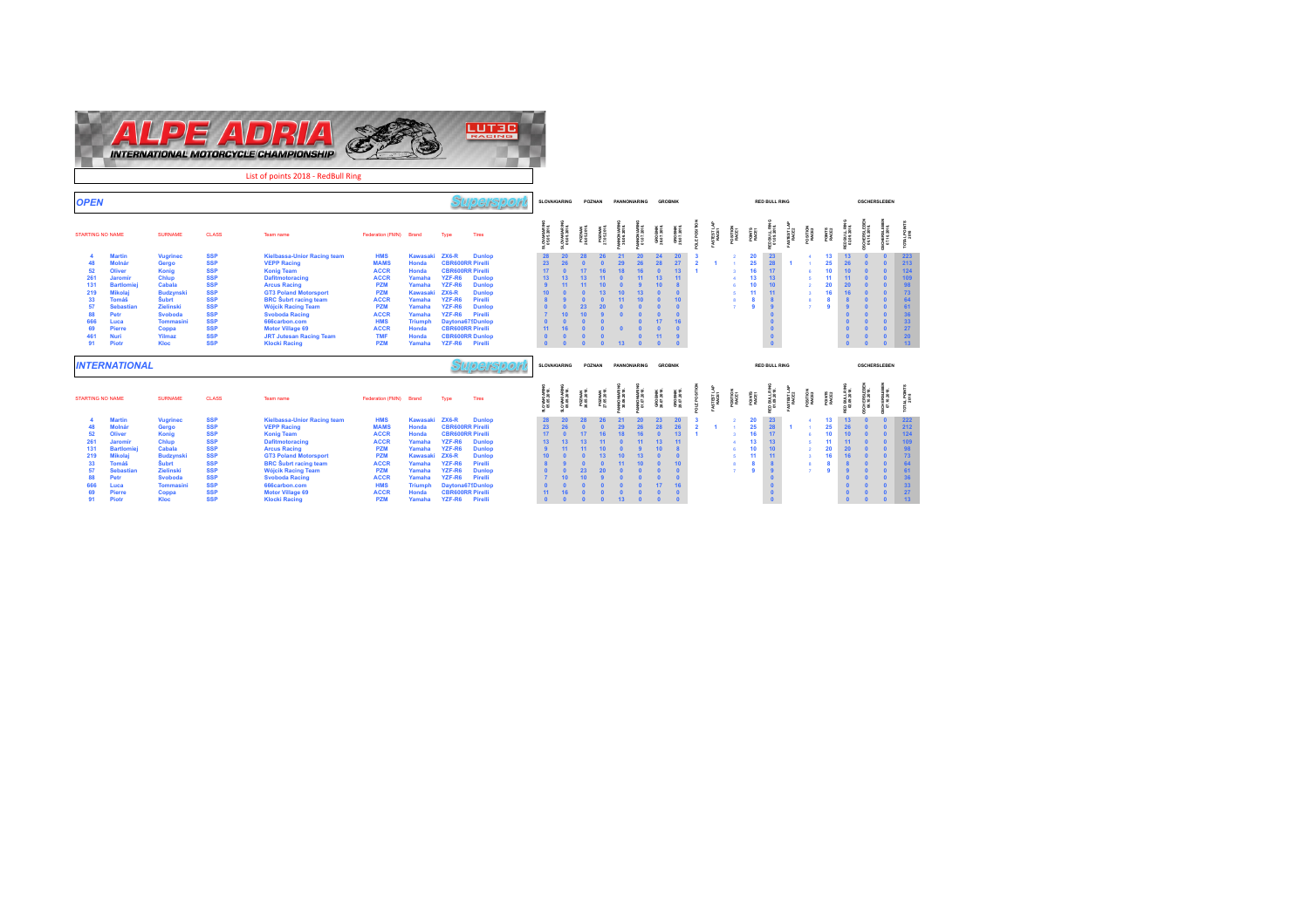# ALPE ADRIA INTERNATIONAL MOTORCYCLE CHAMPIONSHIP

LUTEC RACING

List of points 2018 - RedBull Ring

## OPEN — Supersport

| STARTING NO | NAME | SURNAME | CLASS | Team name | Federation (FMN) | Brand | Type | Tires | SLOVAKIARING | SLOVAKIARING | POZNAN | POZNAN | PANNONIARING | PANNONIARING | GROBNIK | GROBNIK | POLE POSITION | FASTEST LAP RACE1 | POSITION RACE1 | POINTS RACE1 | RED BULL RING | FASTEST LAP RACE2 | POSITION RACE2 | POINTS RACE2 | RED BULL RING | OSCHERSLEBEN | OSCHERSLEBEN | TOTAL POINTS 2018 |
|---|---|---|---|---|---|---|---|---|---|---|---|---|---|---|---|---|---|---|---|---|---|---|---|---|---|---|---|---|
| 4 | Martin | Vugrinec | SSP | Kielbassa-Unior Racing team | HMS | Kawasaki | ZX6-R | Dunlop | 28 | 20 | 28 | 26 | 21 | 20 | 24 | 20 | 3 | | 2 | 20 | 23 | | 4 | 13 | 13 | 0 | 0 | 223 |
| 48 | Molnár | Gergo | SSP | VEPP Racing | MAMS | Honda | CBR600RR | Pirelli | 23 | 26 | 0 | 0 | 29 | 26 | 28 | 27 | 2 | 1 | 1 | 25 | 28 | 1 | 1 | 25 | 26 | 0 | 0 | 213 |
| 52 | Oliver | Konig | SSP | Konig Team | ACCR | Honda | CBR600RR | Pirelli | 17 | 0 | 17 | 16 | 18 | 16 | 0 | 13 | 1 | | 3 | 16 | 17 | | 6 | 10 | 10 | 0 | 0 | 124 |
| 261 | Jaromir | Chlup | SSP | Dafitmotoracing | ACCR | Yamaha | YZF-R6 | Dunlop | 13 | 13 | 13 | 11 | 0 | 11 | 13 | 11 | | | 4 | 13 | 13 | | 5 | 11 | 11 | 0 | 0 | 109 |
| 131 | Bartlomiej | Cabala | SSP | Arcus Racing | PZM | Yamaha | YZF-R6 | Dunlop | 9 | 11 | 11 | 10 | 0 | 9 | 10 | 8 | | | 6 | 10 | 10 | | 2 | 20 | 20 | 0 | 0 | 98 |
| 219 | Mikolaj | Budzynski | SSP | GT3 Poland Motorsport | PZM | Kawasaki | ZX6-R | Dunlop | 10 | 0 | 0 | 13 | 10 | 13 | 0 | 0 | | | 5 | 11 | 11 | | 3 | 16 | 16 | 0 | 0 | 73 |
| 33 | Tomáš | Šubrt | SSP | BRC Šubrt racing team | ACCR | Yamaha | YZF-R6 | Pirelli | 8 | 9 | 0 | 0 | 11 | 10 | 0 | 10 | | | 8 | 8 | 8 | | 8 | 8 | 8 | 0 | 0 | 64 |
| 57 | Sebastian | Zielinski | SSP | Wójcik Racing Team | PZM | Yamaha | YZF-R6 | Dunlop | 0 | 0 | 23 | 20 | 0 | 0 | 0 | 0 | | | 7 | 9 | 9 | | 7 | 9 | 9 | 0 | 0 | 61 |
| 88 | Petr | Svoboda | SSP | Svoboda Racing | ACCR | Yamaha | YZF-R6 | Pirelli | 7 | 10 | 10 | 9 | 0 | 0 | 0 | 0 | | | | | 0 | | | | 0 | 0 | 0 | 36 |
| 666 | Luca | Tommasini | SSP | 666carbon.com | HMS | Triumph | Daytona675 | Dunlop | 0 | 0 | 0 | | | 0 | 17 | 16 | | | | | 0 | | | | 0 | 0 | 0 | 33 |
| 69 | Pierre | Coppa | SSP | Motor Village 69 | ACCR | Honda | CBR600RR | Pirelli | 11 | 16 | 0 | 0 | 0 | | 0 | 0 | | | | | 0 | | | | 0 | 0 | 0 | 27 |
| 461 | Nuri | Yilmaz | SSP | JRT Jutesan Racing Team | TMF | Honda | CBR600RR | Dunlop | 0 | 0 | 0 | 0 | | 0 | 11 | 9 | | | | | 0 | | | | 0 | 0 | 0 | 20 |
| 91 | Piotr | Kloc | SSP | Klocki Racing | PZM | Yamaha | YZF-R6 | Pirelli | 0 | 0 | 0 | 0 | 13 | 0 | 0 | 0 | | | | | 0 | | | | 0 | 0 | 0 | 13 |

## INTERNATIONAL — Supersport

| STARTING NO | NAME | SURNAME | CLASS | Team name | Federation (FMN) | Brand | Type | Tires | SLOVAKIARING | SLOVAKIARING | POZNAN | POZNAN | PANNONIARING | PANNONIARING | GROBNIK | GROBNIK | POLE POSITION | FASTEST LAP RACE1 | POSITION RACE1 | POINTS RACE1 | RED BULL RING | FASTEST LAP RACE2 | POSITION RACE2 | POINTS RACE2 | RED BULL RING | OSCHERSLEBEN | OSCHERSLEBEN | TOTAL POINTS 2018 |
|---|---|---|---|---|---|---|---|---|---|---|---|---|---|---|---|---|---|---|---|---|---|---|---|---|---|---|---|---|
| 4 | Martin | Vugrinec | SSP | Kielbassa-Unior Racing team | HMS | Kawasaki | ZX6-R | Dunlop | 28 | 20 | 28 | 26 | 21 | 20 | 23 | 20 | 3 | | 2 | 20 | 23 | | 4 | 13 | 13 | 0 | 0 | 222 |
| 48 | Molnár | Gergo | SSP | VEPP Racing | MAMS | Honda | CBR600RR | Pirelli | 23 | 26 | 0 | 0 | 29 | 26 | 28 | 26 | 2 | 1 | 1 | 25 | 28 | 1 | 1 | 25 | 26 | 0 | 0 | 212 |
| 52 | Oliver | Konig | SSP | Konig Team | ACCR | Honda | CBR600RR | Pirelli | 17 | 0 | 17 | 16 | 18 | 16 | 0 | 13 | 1 | | 3 | 16 | 17 | | 6 | 10 | 10 | 0 | 0 | 124 |
| 261 | Jaromir | Chlup | SSP | Dafitmotoracing | ACCR | Yamaha | YZF-R6 | Dunlop | 13 | 13 | 13 | 11 | 0 | 11 | 13 | 11 | | | 4 | 13 | 13 | | 5 | 11 | 11 | 0 | 0 | 109 |
| 131 | Bartlomiej | Cabala | SSP | Arcus Racing | PZM | Yamaha | YZF-R6 | Dunlop | 9 | 11 | 11 | 10 | 0 | 9 | 10 | 8 | | | 6 | 10 | 10 | | 3 | 20 | 20 | 0 | 0 | 98 |
| 219 | Mikolaj | Budzynski | SSP | GT3 Poland Motorsport | PZM | Kawasaki | ZX6-R | Dunlop | 10 | 0 | 0 | 13 | 10 | 13 | 0 | 0 | | | 5 | 11 | 11 | | 3 | 16 | 16 | 0 | 0 | 73 |
| 33 | Tomáš | Šubrt | SSP | BRC Šubrt racing team | ACCR | Yamaha | YZF-R6 | Pirelli | 8 | 9 | 0 | 0 | 11 | 10 | 0 | 10 | | | 8 | 8 | 8 | | 8 | 8 | 8 | 0 | 0 | 64 |
| 57 | Sebastian | Zielinski | SSP | Wójcik Racing Team | PZM | Yamaha | YZF-R6 | Dunlop | 0 | 0 | 23 | 20 | 0 | 0 | 0 | 0 | | | 7 | 9 | 9 | | 7 | 9 | 9 | 0 | 0 | 61 |
| 88 | Petr | Svoboda | SSP | Svoboda Racing | ACCR | Yamaha | YZF-R6 | Pirelli | 7 | 10 | 10 | 9 | 0 | 0 | 0 | 0 | | | | | 0 | | | | 0 | 0 | 0 | 36 |
| 666 | Luca | Tommasini | SSP | 666carbon.com | HMS | Triumph | Daytona675 | Dunlop | 0 | 0 | 0 | 0 | 0 | 0 | 17 | 16 | | | | | 0 | | | | 0 | 0 | 0 | 33 |
| 69 | Pierre | Coppa | SSP | Motor Village 69 | ACCR | Honda | CBR600RR | Pirelli | 11 | 16 | 0 | 0 | 0 | 0 | 0 | 0 | | | | | 0 | | | | 0 | 0 | 0 | 27 |
| 91 | Piotr | Kloc | SSP | Klocki Racing | PZM | Yamaha | YZF-R6 | Pirelli | 0 | 0 | 0 | 0 | 13 | 0 | 0 | 0 | | | | | 0 | | | | 0 | 0 | 0 | 13 |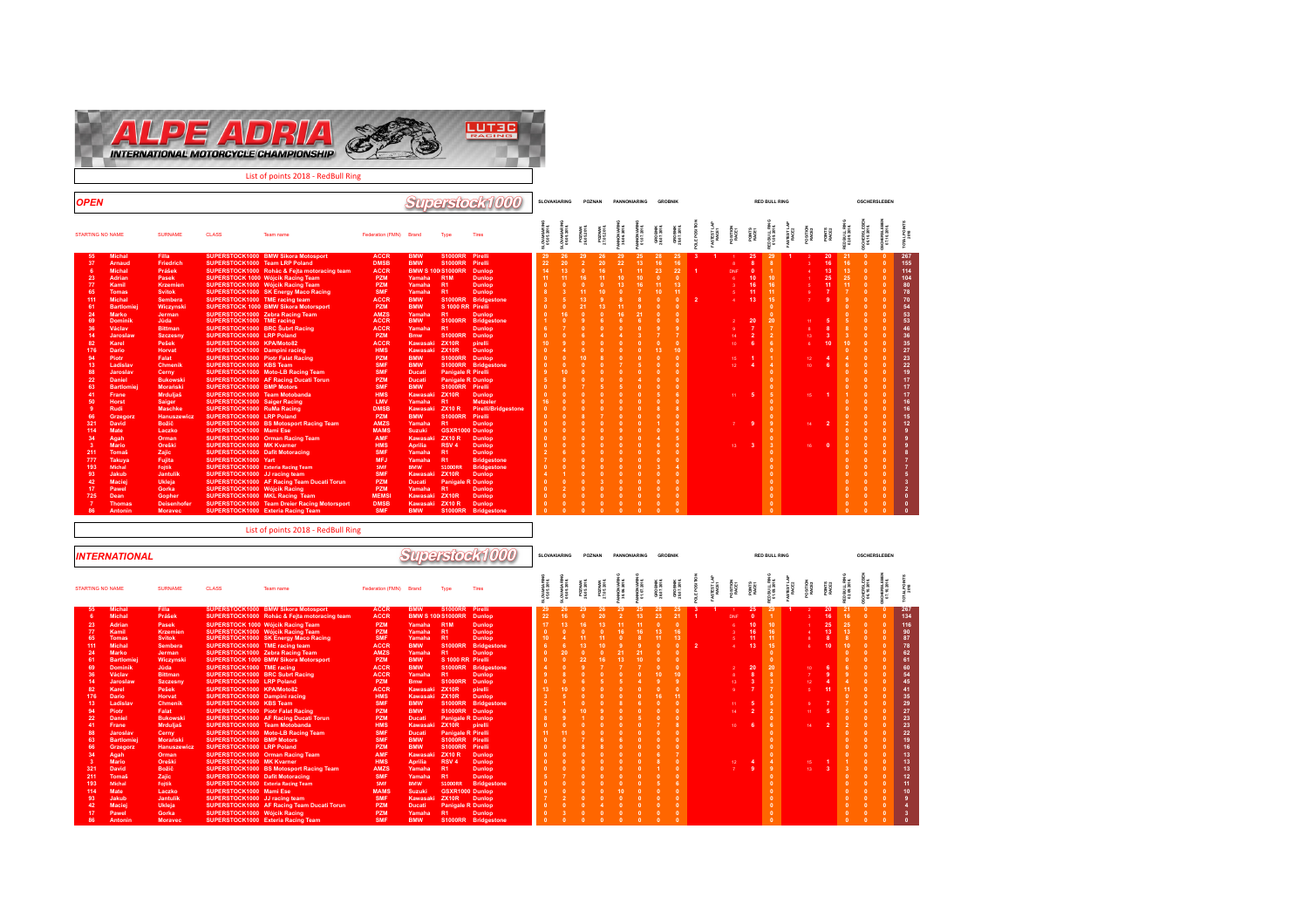# ALPE ADRIA INTERNATIONAL MOTORCYCLE CHAMPIONSHIP

List of points 2018 - RedBull Ring

## OPEN

**Superstock1000**

| STARTING NO | NAME | SURNAME | CLASS | Team name | Federation (FMN) | Brand | Type | Tires | SLOVAKIARING | SLOVAKIARING | POZNAN | POZNAN | PANNONIARING | PANNONIARING | GROBNIK | GROBNIK | POLE POSITION | FASTEST LAP RACE1 | POSITION RACE1 | POINTS RACE1 | RED BULL RING | FASTEST LAP RACE2 | POSITION RACE2 | POINTS RACE2 | RED BULL RING | OSCHERSLEBEN | OSCHERSLEBEN | TOTAL POINTS 2018 |
|---|---|---|---|---|---|---|---|---|---|---|---|---|---|---|---|---|---|---|---|---|---|---|---|---|---|---|---|---|
| 55 | Michal | Filla | SUPERSTOCK1000 | BMW Sikora Motosport | ACCR | BMW | S1000RR | Pirelli | 29 | 26 | 29 | 26 | 29 | 25 | 28 | 25 | 3 | 1 | 1 | 25 | 29 | 1 | 2 | 20 | 21 | 0 | 0 | 267 |
| 37 | Arnaud | Friedrich | SUPERSTOCK1000 | Team LRP Poland | DMSB | BMW | S1000RR | Pirelli | 22 | 20 | 2 | 20 | 22 | 13 | 16 | 16 | | | 8 | 8 | 8 | | 3 | 16 | 16 | 0 | 0 | 155 |
| 6 | Michal | Prášek | SUPERSTOCK1000 | Roháč & Fejta motoracing team | ACCR | BMW S 1000 | S1000RR | Dunlop | 14 | 13 | 0 | 16 | 1 | 11 | 23 | 22 | 1 | | DNF | 0 | 1 | | 4 | 13 | 13 | 0 | 0 | 114 |
| 23 | Adrian | Pasek | SUPERSTOCK1000 | Wójcik Racing Team | PZM | Yamaha | R1M | Dunlop | 11 | 11 | 16 | 11 | 10 | 10 | 0 | 0 | | | 6 | 10 | 10 | | 1 | 25 | 25 | 0 | 0 | 104 |
| 77 | Kamil | Krzemien | SUPERSTOCK1000 | Wójcik Racing Team | PZM | Yamaha | R1 | Dunlop | 0 | 0 | 0 | 0 | 13 | 16 | 11 | 13 | | | 3 | 16 | 16 | | 5 | 11 | 11 | 0 | 0 | 80 |
| 65 | Tomas | Svitok | SUPERSTOCK1000 | SK Energy Maco Racing | SMF | Yamaha | R1 | Dunlop | 8 | 3 | 11 | 10 | 0 | 7 | 10 | 11 | | | 5 | 11 | 11 | | 6 | 7 | 7 | 0 | 0 | 78 |
| 111 | Michal | Sembera | SUPERSTOCK1000 | TME racing team | ACCR | BMW | S1000RR | Bridgestone | 3 | 5 | 13 | 9 | 8 | 8 | 0 | 0 | 2 | | 4 | 13 | 15 | | 7 | 9 | 9 | 0 | 0 | 70 |
| 61 | Bartłomiej | Wiczynski | SUPERSTOCK1000 | BMW Sikora Motorsport | PZM | BMW | S 1000 RR | Pirelli | 0 | 0 | 21 | 13 | 11 | 9 | 0 | 0 | | | | | 0 | | | | 0 | 0 | 0 | 54 |
| 24 | Marko | Jerman | SUPERSTOCK1000 | Zebra Racing Team | AMZS | Yamaha | R1 | Dunlop | 0 | 16 | 0 | 0 | 16 | 21 | 0 | 0 | | | | | 0 | | | | 0 | 0 | 0 | 53 |
| 69 | Dominik | Jůda | SUPERSTOCK1000 | TME racing | ACCR | BMW | S1000RR | Bridgestone | 1 | 0 | 9 | 6 | 6 | 6 | 0 | 0 | | | 2 | 20 | 20 | | 11 | 5 | 5 | 0 | 0 | 53 |
| 36 | Václav | Bittman | SUPERSTOCK1000 | BRC Subrt Racing | ACCR | Yamaha | R1 | Dunlop | 6 | 7 | 0 | 0 | 0 | 0 | 9 | 9 | | | 9 | 7 | 7 | | 8 | 8 | 8 | 0 | 0 | 46 |
| 14 | Jarosław | Szczesny | SUPERSTOCK1000 | LRP Poland | PZM | Bmw | S1000RR | Dunlop | 0 | 0 | 6 | 4 | 4 | 3 | 7 | 7 | | | 14 | 2 | 2 | | 13 | 3 | 3 | 0 | 0 | 36 |
| 82 | Karel | Pešek | SUPERSTOCK1000 | KPA/Moto82 | ACCR | Kawasaki | ZX10R | pirelli | 10 | 9 | 0 | 0 | 0 | 0 | 0 | 0 | | | 10 | 6 | 6 | | 6 | 10 | 10 | 0 | 0 | 35 |
| 176 | Dario | Horvat | SUPERSTOCK1000 | Dampini racing | HMS | Kawasaki | ZX10R | Dunlop | 0 | 4 | 0 | 0 | 0 | 0 | 13 | 10 | | | | | 0 | | | | 0 | 0 | 0 | 27 |
| 94 | Piotr | Falat | SUPERSTOCK1000 | Piotr Falat Racing | PZM | BMW | S1000RR | Dunlop | 0 | 0 | 10 | 8 | 0 | 0 | 0 | 0 | | | 15 | 1 | 1 | | 12 | 4 | 4 | 0 | 0 | 23 |
| 13 | Ladislav | Chmenik | SUPERSTOCK1000 | KBS Team | SMF | BMW | S1000RR | Bridgestone | 0 | 0 | 0 | 0 | 7 | 5 | 0 | 0 | | | 12 | 4 | 4 | | 10 | 6 | 6 | 0 | 0 | 22 |
| 88 | Jaroslav | Cerny | SUPERSTOCK1000 | Moto-LB Racing Team | SMF | Ducati | Panigale R | Pirelli | 9 | 10 | 0 | 0 | 0 | 0 | 0 | 0 | | | | | 0 | | | | 0 | 0 | 0 | 19 |
| 22 | Daniel | Bukowski | SUPERSTOCK1000 | AF Racing Ducati Torun | PZM | Ducati | Panigale R | Dunlop | 5 | 8 | 0 | 0 | 0 | 4 | 0 | 0 | | | | | 0 | | | | 0 | 0 | 0 | 17 |
| 63 | Bartłomiej | Morański | SUPERSTOCK1000 | BMP Motors | SMF | BMW | S1000RR | Pirelli | 0 | 0 | 7 | 5 | 5 | 0 | 0 | 0 | | | | | 0 | | | | 0 | 0 | 0 | 17 |
| 41 | Frane | Mrduljaš | SUPERSTOCK1000 | Team Motobanda | HMS | Kawasaki | ZX10R | Dunlop | 0 | 0 | 0 | 0 | 0 | 0 | 5 | 6 | | | 11 | 5 | 5 | | 15 | 1 | 1 | 0 | 0 | 17 |
| 50 | Horst | Saiger | SUPERSTOCK1000 | Saiger Racing | LMV | Yamaha | R1 | Metzeler | 16 | 0 | 0 | 0 | 0 | 0 | 0 | 0 | | | | | 0 | | | | 0 | 0 | 0 | 16 |
| 9 | Rudi | Maschke | SUPERSTOCK1000 | RuMa Racing | DMSB | Kawasaki | ZX10 R | Pirelli/Bridgestone | 0 | 0 | 0 | 0 | 0 | 0 | 8 | 8 | | | | | 0 | | | | 0 | 0 | 0 | 16 |
| 66 | Grzegorz | Hanuszewicz | SUPERSTOCK1000 | LRP Poland | PZM | BMW | S1000RR | Pirelli | 0 | 0 | 8 | 7 | 0 | 0 | 0 | 0 | | | | | 0 | | | | 0 | 0 | 0 | 15 |
| 321 | David | Božič | SUPERSTOCK1000 | BS Motosport Racing Team | AMZS | Yamaha | R1 | Dunlop | 0 | 0 | 0 | 0 | 0 | 1 | 0 | 0 | | | 7 | 9 | 9 | | 14 | 2 | 2 | 0 | 0 | 12 |
| 114 | Mate | Laczko | SUPERSTOCK1000 | Mami Ese | MAMS | Suzuki | GSXR1000 | Dunlop | 0 | 0 | 0 | 0 | 9 | 0 | 0 | 0 | | | | | 0 | | | | 0 | 0 | 0 | 9 |
| 34 | Agah | Orman | SUPERSTOCK1000 | Orman Racing Team | AMF | Kawasaki | ZX10 R | Dunlop | 0 | 0 | 0 | 0 | 0 | 0 | 4 | 5 | | | | | 0 | | | | 0 | 0 | 0 | 9 |
| 3 | Mario | Oreški | SUPERSTOCK1000 | MK Kvarner | HMS | Aprilia | RSV 4 | Dunlop | 0 | 0 | 0 | 0 | 0 | 0 | 6 | 0 | | | 13 | 3 | 3 | | 16 | 0 | 0 | 0 | 0 | 9 |
| 211 | Tomaš | Zajc | SUPERSTOCK1000 | Dafit Motoracing | SMF | Yamaha | R1 | Dunlop | 2 | 6 | 0 | 0 | 0 | 0 | 0 | 0 | | | | | 0 | | | | 0 | 0 | 0 | 8 |
| 777 | Takuya | Fujita | SUPERSTOCK1000 | Yart | MFJ | Yamaha | R1 | Bridgestone | 7 | 0 | 0 | 0 | 0 | 0 | 0 | 0 | | | | | 0 | | | | 0 | 0 | 0 | 7 |
| 193 | Michal | Fojtik | SUPERSTOCK1000 | Exteria Racing Team | SMF | BMW | S1000RR | Bridgestone | 0 | 0 | 0 | 0 | 0 | 0 | 3 | 4 | | | | | 0 | | | | 0 | 0 | 0 | 7 |
| 93 | Jakub | Jantulik | SUPERSTOCK1000 | JJ racing team | SMF | Kawasaki | ZX10R | Dunlop | 4 | 1 | 0 | 0 | 0 | 0 | 0 | 0 | | | | | 0 | | | | 0 | 0 | 0 | 5 |
| 42 | Maciej | Ukleja | SUPERSTOCK1000 | AF Racing Team Ducati Torun | PZM | Ducati | Panigale R | Dunlop | 0 | 0 | 3 | 0 | 0 | 0 | 0 | 0 | | | | | 0 | | | | 0 | 0 | 0 | 3 |
| 17 | Pawel | Gorka | SUPERSTOCK1000 | Wójcik Racing | PZM | Yamaha | R1 | Dunlop | 0 | 2 | 0 | 0 | 0 | 0 | 0 | 0 | | | | | 0 | | | | 0 | 0 | 0 | 2 |
| 725 | Dean | Gopher | SUPERSTOCK1000 | MKL Racing Team | MEMSI | Kawasaki | ZX10R | Dunlop | 0 | 0 | 0 | 0 | 0 | 0 | 0 | 0 | | | | | 0 | | | | 0 | 0 | 0 | 0 |
| 7 | Thomas | Deisenhofer | SUPERSTOCK1000 | Team Dreier Racing Motorsport | DMSB | Kawasaki | ZX10 R | Dunlop | 0 | 0 | 0 | 0 | 0 | 0 | 0 | 0 | | | | | 0 | | | | 0 | 0 | 0 | 0 |
| 86 | Antonin | Moravec | SUPERSTOCK1000 | Exteria Racing Team | SMF | BMW | S1000RR | Bridgestone | 0 | 0 | 0 | 0 | 0 | 0 | 0 | 0 | | | | | 0 | | | | 0 | 0 | 0 | 0 |

List of points 2018 - RedBull Ring

## INTERNATIONAL

**Superstock1000**

| STARTING NO | NAME | SURNAME | CLASS | Team name | Federation (FMN) | Brand | Type | Tires | SLOVAKIARING | SLOVAKIARING | POZNAN | POZNAN | PANNONIARING | PANNONIARING | GROBNIK | GROBNIK | POLE POSITION | FASTEST LAP RACE1 | POSITION RACE1 | POINTS RACE1 | RED BULL RING | FASTEST LAP RACE2 | POSITION RACE2 | POINTS RACE2 | RED BULL RING | OSCHERSLEBEN | OSCHERSLEBEN | TOTAL POINTS 2018 |
|---|---|---|---|---|---|---|---|---|---|---|---|---|---|---|---|---|---|---|---|---|---|---|---|---|---|---|---|---|
| 55 | Michal | Filla | SUPERSTOCK1000 | BMW Sikora Motosport | ACCR | BMW | S1000RR | Pirelli | 29 | 26 | 29 | 26 | 29 | 25 | 28 | 25 | 3 | 1 | 1 | 25 | 29 | 1 | 2 | 20 | 21 | 0 | 0 | 267 |
| 6 | Michal | Prášek | SUPERSTOCK1000 | Roháč & Fejta motoracing team | ACCR | BMW S 1000 | S1000RR | Dunlop | 22 | 16 | 0 | 20 | 2 | 13 | 23 | 21 | 1 | | DNF | 0 | 1 | | 3 | 16 | 16 | 0 | 0 | 134 |
| 23 | Adrian | Pasek | SUPERSTOCK1000 | Wójcik Racing Team | PZM | Yamaha | R1M | Dunlop | 17 | 13 | 16 | 13 | 11 | 11 | 0 | 0 | | | 6 | 10 | 10 | | 1 | 25 | 25 | 0 | 0 | 116 |
| 77 | Kamil | Krzemien | SUPERSTOCK1000 | Wójcik Racing Team | PZM | Yamaha | R1 | Dunlop | 0 | 0 | 0 | 0 | 16 | 16 | 13 | 16 | | | 3 | 16 | 16 | | 4 | 13 | 13 | 0 | 0 | 90 |
| 65 | Tomas | Svitok | SUPERSTOCK1000 | SK Energy Maco Racing | SMF | Yamaha | R1 | Dunlop | 10 | 4 | 11 | 11 | 0 | 8 | 11 | 13 | | | 5 | 11 | 11 | | 8 | 8 | 8 | 0 | 0 | 87 |
| 111 | Michal | Sembera | SUPERSTOCK1000 | TME racing team | ACCR | BMW | S1000RR | Bridgestone | 6 | 6 | 13 | 10 | 9 | 9 | 0 | 0 | 2 | | 4 | 13 | 15 | | 6 | 10 | 10 | 0 | 0 | 78 |
| 24 | Marko | Jerman | SUPERSTOCK1000 | Zebra Racing Team | AMZS | Yamaha | R1 | Dunlop | 0 | 20 | 0 | 0 | 21 | 21 | 0 | 0 | | | | | 0 | | | | 0 | 0 | 0 | 62 |
| 61 | Bartłomiej | Wiczynski | SUPERSTOCK1000 | BMW Sikora Motorsport | PZM | BMW | S 1000 RR | Pirelli | 0 | 0 | 22 | 16 | 13 | 10 | 0 | 0 | | | | | 0 | | | | 0 | 0 | 0 | 61 |
| 69 | Dominik | Jůda | SUPERSTOCK1000 | TME racing | ACCR | BMW | S1000RR | Bridgestone | 4 | 0 | 9 | 7 | 7 | 7 | 0 | 0 | | | 2 | 20 | 20 | | 10 | 6 | 6 | 0 | 0 | 60 |
| 36 | Václav | Bittman | SUPERSTOCK1000 | BRC Subrt Racing | ACCR | Yamaha | R1 | Dunlop | 9 | 8 | 0 | 0 | 0 | 0 | 10 | 10 | | | 8 | 8 | 8 | | 7 | 9 | 9 | 0 | 0 | 54 |
| 14 | Jarosław | Szczesny | SUPERSTOCK1000 | LRP Poland | PZM | Bmw | S1000RR | Dunlop | 0 | 0 | 6 | 5 | 5 | 4 | 9 | 9 | | | 13 | 3 | 3 | | 12 | 4 | 4 | 0 | 0 | 45 |
| 82 | Karel | Pešek | SUPERSTOCK1000 | KPA/Moto82 | ACCR | Kawasaki | ZX10R | pirelli | 13 | 10 | 0 | 0 | 0 | 0 | 0 | 0 | | | 9 | 7 | 7 | | 5 | 11 | 11 | 0 | 0 | 41 |
| 176 | Dario | Horvat | SUPERSTOCK1000 | Dampini racing | HMS | Kawasaki | ZX10R | Dunlop | 3 | 5 | 0 | 0 | 0 | 0 | 16 | 11 | | | | | 0 | | | | 0 | 0 | 0 | 35 |
| 13 | Ladislav | Chmenik | SUPERSTOCK1000 | KBS Team | SMF | BMW | S1000RR | Bridgestone | 2 | 1 | 0 | 0 | 8 | 6 | 0 | 0 | | | 11 | 5 | 5 | | 9 | 7 | 7 | 0 | 0 | 29 |
| 94 | Piotr | Falat | SUPERSTOCK1000 | Piotr Falat Racing | PZM | BMW | S1000RR | Dunlop | 1 | 0 | 10 | 9 | 0 | 0 | 0 | 0 | | | 14 | 2 | 2 | | 11 | 5 | 5 | 0 | 0 | 27 |
| 22 | Daniel | Bukowski | SUPERSTOCK1000 | AF Racing Ducati Torun | PZM | Ducati | Panigale R | Dunlop | 8 | 9 | 1 | 0 | 0 | 5 | 0 | 0 | | | | | 0 | | | | 0 | 0 | 0 | 23 |
| 41 | Frane | Mrduljaš | SUPERSTOCK1000 | Team Motobanda | HMS | Kawasaki | ZX10R | pirelli | 0 | 0 | 0 | 0 | 0 | 0 | 7 | 8 | | | 10 | 6 | 6 | | 14 | 2 | 2 | 0 | 0 | 23 |
| 88 | Jaroslav | Cerny | SUPERSTOCK1000 | Moto-LB Racing Team | SMF | Ducati | Panigale R | Pirelli | 11 | 11 | 0 | 0 | 0 | 0 | 0 | 0 | | | | | 0 | | | | 0 | 0 | 0 | 22 |
| 63 | Bartłomiej | Morański | SUPERSTOCK1000 | BMP Motors | SMF | BMW | S1000RR | Pirelli | 0 | 0 | 7 | 6 | 6 | 0 | 0 | 0 | | | | | 0 | | | | 0 | 0 | 0 | 19 |
| 66 | Grzegorz | Hanuszewicz | SUPERSTOCK1000 | LRP Poland | PZM | BMW | S1000RR | Pirelli | 0 | 0 | 8 | 8 | 0 | 0 | 0 | 0 | | | | | 0 | | | | 0 | 0 | 0 | 16 |
| 34 | Agah | Orman | SUPERSTOCK1000 | Orman Racing Team | AMF | Kawasaki | ZX10 R | Dunlop | 0 | 0 | 0 | 0 | 0 | 0 | 6 | 7 | | | | | 0 | | | | 0 | 0 | 0 | 13 |
| 3 | Mario | Oreški | SUPERSTOCK1000 | MK Kvarner | HMS | Aprilia | RSV 4 | Dunlop | 0 | 0 | 0 | 0 | 0 | 0 | 8 | 0 | | | 12 | 4 | 4 | | 15 | 1 | 1 | 0 | 0 | 13 |
| 321 | David | Božič | SUPERSTOCK1000 | BS Motosport Racing Team | AMZS | Yamaha | R1 | Dunlop | 0 | 0 | 0 | 0 | 0 | 1 | 0 | 0 | | | 7 | 9 | 9 | | 13 | 3 | 3 | 0 | 0 | 13 |
| 211 | Tomaš | Zajc | SUPERSTOCK1000 | Dafit Motoracing | SMF | Yamaha | R1 | Dunlop | 5 | 7 | 0 | 0 | 0 | 0 | 0 | 0 | | | | | 0 | | | | 0 | 0 | 0 | 12 |
| 193 | Michal | Fojtik | SUPERSTOCK1000 | Exteria Racing Team | SMF | BMW | S1000RR | Bridgestone | 0 | 0 | 0 | 0 | 0 | 0 | 5 | 6 | | | | | 0 | | | | 0 | 0 | 0 | 11 |
| 114 | Mate | Laczko | SUPERSTOCK1000 | Mami Ese | MAMS | Suzuki | GSXR1000 | Dunlop | 0 | 0 | 0 | 0 | 10 | 0 | 0 | 0 | | | | | 0 | | | | 0 | 0 | 0 | 10 |
| 93 | Jakub | Jantulik | SUPERSTOCK1000 | JJ racing team | SMF | Kawasaki | ZX10R | Dunlop | 7 | 2 | 0 | 0 | 0 | 0 | 0 | 0 | | | | | 0 | | | | 0 | 0 | 0 | 9 |
| 42 | Maciej | Ukleja | SUPERSTOCK1000 | AF Racing Team Ducati Torun | PZM | Ducati | Panigale R | Dunlop | 0 | 0 | 4 | 0 | 0 | 0 | 0 | 0 | | | | | 0 | | | | 0 | 0 | 0 | 4 |
| 17 | Pawel | Gorka | SUPERSTOCK1000 | Wójcik Racing | PZM | Yamaha | R1 | Dunlop | 0 | 3 | 0 | 0 | 0 | 0 | 0 | 0 | | | | | 0 | | | | 0 | 0 | 0 | 3 |
| 86 | Antonin | Moravec | SUPERSTOCK1000 | Exteria Racing Team | SMF | BMW | S1000RR | Bridgestone | 0 | 0 | 0 | 0 | 0 | 0 | 0 | 0 | | | | | 0 | | | | 0 | 0 | 0 | 0 |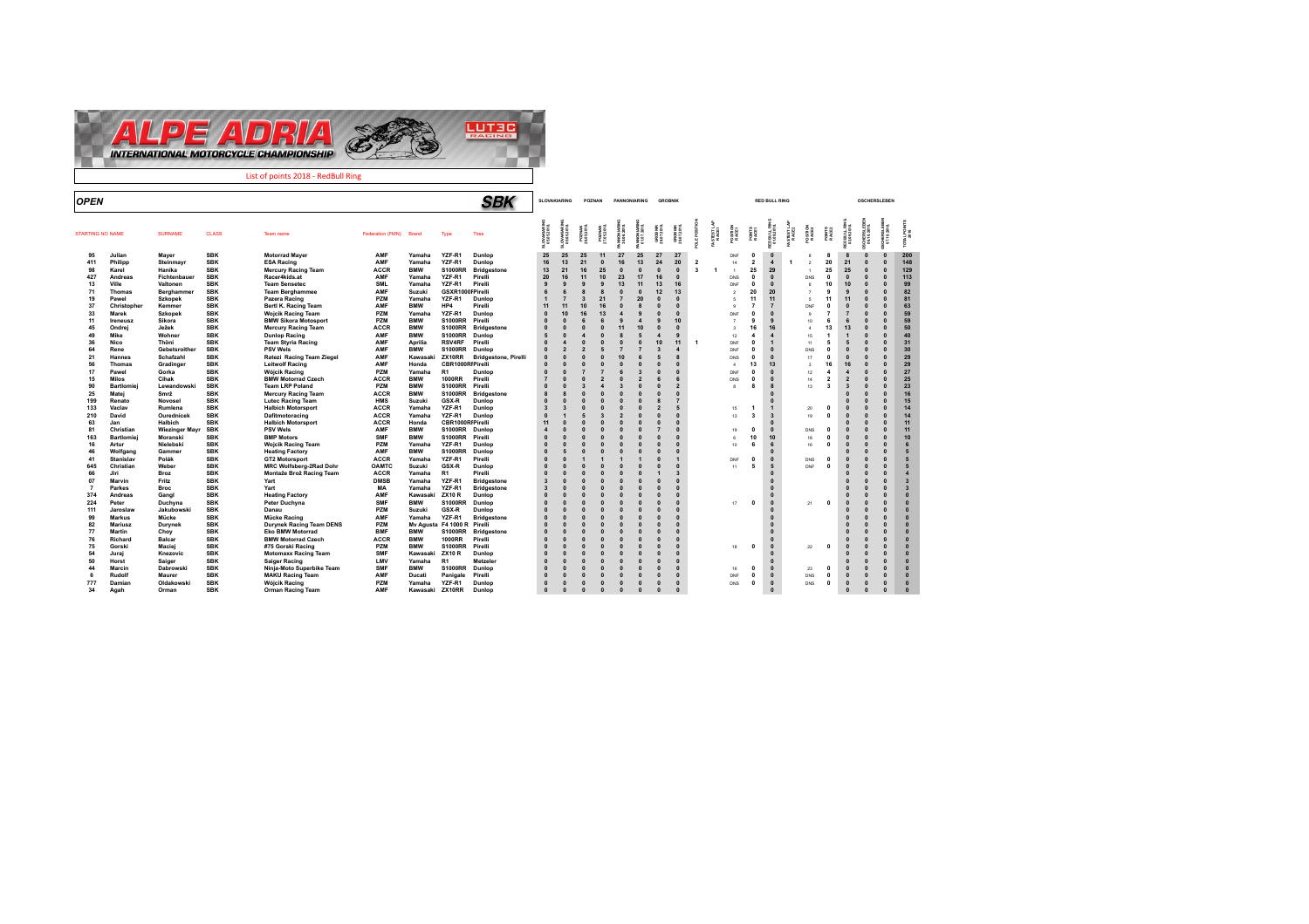# ALPE ADRIA INTERNATIONAL MOTORCYCLE CHAMPIONSHIP

List of points 2018 - RedBull Ring

## OPEN

**SBK**

| STARTING NO | NAME | SURNAME | CLASS | Team name | Federation (FMN) | Brand | Type | Tires | SLOVAKIARING | | POZNAN | | PANNONIARING | | GROBNIK | | RED BULL RING | | | | | | | | | OSCHERSLEBEN | | |
|---|---|---|---|---|---|---|---|---|---|---|---|---|---|---|---|---|---|---|---|---|---|---|---|---|---|---|---|---|
| | | | | | | | | | SLOVAKIARING | SLOVAKIARING | POZNAN | POZNAN | PANNONIARING | PANNONIARING | GROBNIK | GROBNIK | POLE POSITION | FASTEST LAP RACE1 | POSITION RACE1 | POINTS RACE1 | REDBULL RING | FASTEST LAP RACE2 | POSITION RACE2 | POINTS RACE2 | REDBULL RING | OSCHERSLEBEN | OSCHERSLEBEN | TOTAL POINTS 2018 |
| 95 | Julian | Mayer | SBK | Motorrad Mayer | AMF | Yamaha | YZF-R1 | Dunlop | 25 | 25 | 25 | 11 | 27 | 25 | 27 | 27 | | | DNF | 0 | 0 | | 8 | 8 | 8 | 0 | 0 | 200 |
| 411 | Philipp | Steinmayr | SBK | ESA Racing | AMF | Yamaha | YZF-R1 | Dunlop | 16 | 13 | 21 | 0 | 16 | 13 | 24 | 20 | 2 | | 14 | 2 | 4 | 1 | 2 | 20 | 21 | 0 | 0 | 148 |
| 98 | Karel | Hanika | SBK | Mercury Racing Team | ACCR | BMW | S1000RR | Bridgestone | 13 | 21 | 16 | 25 | 0 | 0 | 0 | 0 | 3 | 1 | 1 | 25 | 29 | | 1 | 25 | 25 | 0 | 0 | 129 |
| 427 | Andreas | Fichtenbauer | SBK | Racer4kids.at | AMF | Yamaha | YZF-R1 | Pirelli | 20 | 16 | 11 | 10 | 23 | 17 | 16 | 0 | | | DNS | 0 | 0 | | DNS | 0 | 0 | 0 | 0 | 113 |
| 13 | Ville | Valtonen | SBK | Team Sensetec | SML | Yamaha | YZF-R1 | Pirelli | 9 | 9 | 9 | 9 | 13 | 11 | 13 | 16 | | | DNF | 0 | 0 | | 6 | 10 | 10 | 0 | 0 | 99 |
| 71 | Thomas | Berghammer | SBK | Team Berghammer | AMF | Suzuki | GSXR1000R | Pirelli | 6 | 6 | 8 | 8 | 0 | 0 | 12 | 13 | | | 2 | 20 | 20 | | 7 | 9 | 9 | 0 | 0 | 82 |
| 19 | Pawel | Szkopek | SBK | Pazera Racing | PZM | Yamaha | YZF-R1 | Dunlop | 1 | 7 | 3 | 21 | 7 | 20 | 0 | 0 | | | 5 | 11 | 11 | | 5 | 11 | 11 | 0 | 0 | 81 |
| 37 | Christopher | Kemmer | SBK | Bertl K. Racing Team | AMF | BMW | HP4 | Pirelli | 11 | 11 | 10 | 16 | 0 | 8 | 0 | 0 | | | 9 | 7 | 7 | | DNF | 0 | 0 | 0 | 0 | 63 |
| 33 | Marek | Szkopek | SBK | Wojcik Racing Team | PZM | Yamaha | YZF-R1 | Dunlop | 0 | 10 | 16 | 13 | 4 | 9 | 0 | 0 | | | DNF | 0 | 0 | | 9 | 7 | 7 | 0 | 0 | 59 |
| 11 | Ireneusz | Sikora | SBK | BMW Sikora Motosport | PZM | BMW | S1000RR | Pirelli | 0 | 0 | 6 | 6 | 9 | 4 | 9 | 10 | | | 7 | 9 | 9 | | 10 | 6 | 6 | 0 | 0 | 59 |
| 45 | Ondrej | Ježek | SBK | Mercury Racing Team | ACCR | BMW | S1000RR | Bridgestone | 0 | 0 | 0 | 0 | 11 | 10 | 0 | 0 | | | 3 | 16 | 16 | | 4 | 13 | 13 | 0 | 0 | 50 |
| 49 | Mike | Wohner | SBK | Dunlop Racing | AMF | BMW | S1000RR | Dunlop | 5 | 0 | 4 | 0 | 8 | 5 | 4 | 9 | | | 12 | 4 | 4 | | 15 | 1 | 1 | 0 | 0 | 40 |
| 36 | Nico | Thöni | SBK | Team Styria Racing | AMF | Aprilia | RSV4RF | Pirelli | 0 | 4 | 0 | 0 | 0 | 0 | 10 | 11 | 1 | | DNF | 0 | 1 | | 11 | 5 | 5 | 0 | 0 | 31 |
| 64 | Rene | Gebetsroither | SBK | PSV Wels | AMF | BMW | S1000RR | Pirelli | 0 | 2 | 2 | 5 | 7 | 7 | 3 | 4 | | | DNF | 0 | 0 | | DNS | 0 | 0 | 0 | 0 | 30 |
| 21 | Hannes | Schafzahl | SBK | Ratezi Racing Team Ziegel | AMF | Kawasaki | ZX10RR | Bridgestone, Pirelli | 0 | 0 | 0 | 0 | 10 | 6 | 5 | 8 | | | DNS | 0 | 0 | | 17 | 0 | 0 | 0 | 0 | 29 |
| 56 | Thomas | Gradinger | SBK | Leitwolf Racing | AMF | Honda | CBR1000RR | Pirelli | 0 | 0 | 0 | 0 | 0 | 0 | 0 | 0 | | | 4 | 13 | 13 | | 3 | 16 | 16 | 0 | 0 | 29 |
| 17 | Pawel | Gorka | SBK | Wójcik Racing | PZM | Yamaha | R1 | Dunlop | 0 | 0 | 7 | 7 | 6 | 3 | 0 | 0 | | | DNF | 0 | 0 | | 12 | 4 | 4 | 0 | 0 | 27 |
| 15 | Milos | Cihak | SBK | BMW Motorrad Czech | ACCR | BMW | 1000RR | Pirelli | 7 | 0 | 0 | 2 | 0 | 2 | 6 | 6 | | | DNS | 0 | 0 | | 14 | 2 | 2 | 0 | 0 | 25 |
| 90 | Bartlomiej | Lewandowski | SBK | Team LRP Poland | PZM | BMW | S1000RR | Pirelli | 0 | 0 | 3 | 4 | 3 | 0 | 0 | 2 | | | 8 | 8 | 8 | | 13 | 3 | 3 | 0 | 0 | 23 |
| 25 | Matej | Smrž | SBK | Mercury Racing Team | ACCR | BMW | S1000RR | Bridgestone | 8 | 8 | 0 | 0 | 0 | 0 | 0 | 0 | | | | | 0 | | | | | 0 | 0 | 16 |
| 199 | Renato | Novosel | SBK | Lutec Racing Team | HMS | Suzuki | GSX-R | Dunlop | 0 | 0 | 0 | 0 | 0 | 0 | 8 | 7 | | | | | 0 | | | | | 0 | 0 | 15 |
| 133 | Vaclav | Rumlena | SBK | Halbich Motorsport | ACCR | Yamaha | YZF-R1 | Dunlop | 3 | 3 | 0 | 0 | 0 | 0 | 2 | 5 | | | 15 | 1 | 1 | | 20 | 0 | 0 | 0 | 0 | 14 |
| 210 | David | Ourednicek | SBK | Daflmotoracing | ACCR | Yamaha | YZF-R1 | Dunlop | 0 | 1 | 5 | 3 | 2 | 0 | 0 | 0 | | | 13 | 3 | 3 | | 19 | 0 | 0 | 0 | 0 | 14 |
| 63 | Jan | Halbich | SBK | Halbich Motorsport | ACCR | Honda | CBR1000RR | Pirelli | 11 | 0 | 0 | 0 | 0 | 0 | 0 | 0 | | | | | 0 | | | | | 0 | 0 | 11 |
| 81 | Christian | Wiezinger Mayr | SBK | PSV Wels | AMF | BMW | S1000RR | Dunlop | 4 | 0 | 0 | 0 | 0 | 0 | 7 | 0 | | | 19 | 0 | 0 | | DNS | 0 | 0 | 0 | 0 | 11 |
| 163 | Bartlomiej | Moranski | SBK | BMP Motors | SMF | BMW | S1000RR | Pirelli | 0 | 0 | 0 | 0 | 0 | 0 | 0 | 0 | | | 6 | 10 | 10 | | 18 | 0 | 0 | 0 | 0 | 10 |
| 16 | Artur | Nielebski | SBK | Wojcik Racing Team | PZM | Yamaha | YZF-R1 | Dunlop | 0 | 0 | 0 | 0 | 0 | 0 | 0 | 0 | | | 10 | 6 | 6 | | 16 | 0 | 0 | 0 | 0 | 6 |
| 46 | Wolfgang | Gammer | SBK | Heating Factory | AMF | BMW | S1000RR | Dunlop | 0 | 5 | 0 | 0 | 0 | 0 | 0 | 0 | | | | | 0 | | | | | 0 | 0 | 5 |
| 41 | Stanislav | Polák | SBK | GT2 Motorsport | ACCR | Yamaha | YZF-R1 | Pirelli | 0 | 0 | 1 | 1 | 1 | 1 | 0 | 1 | | | DNF | 0 | 0 | | DNS | 0 | 0 | 0 | 0 | 5 |
| 645 | Christian | Weber | SBK | MRC Wolfsberg-2Rad Dohr | OAMTC | Suzuki | GSX-R | Dunlop | 0 | 0 | 0 | 0 | 0 | 0 | 0 | 0 | | | 11 | 5 | 5 | | DNF | 0 | 0 | 0 | 0 | 5 |
| 66 | Jiri | Broz | SBK | Montaže Brož Racing Team | ACCR | Yamaha | R1 | Pirelli | 0 | 0 | 0 | 0 | 0 | 0 | 1 | 3 | | | | | 0 | | | | | 0 | 0 | 4 |
| 07 | Marvin | Fritz | SBK | Yart | DMSB | Yamaha | YZF-R1 | Bridgestone | 3 | 0 | 0 | 0 | 0 | 0 | 0 | 0 | | | | | 0 | | | | | 0 | 0 | 3 |
| 7 | Parkes | Broc | SBK | Yart | MA | Yamaha | YZF-R1 | Bridgestone | 3 | 0 | 0 | 0 | 0 | 0 | 0 | 0 | | | | | 0 | | | | | 0 | 0 | 3 |
| 374 | Andreas | Gangl | SBK | Heating Factory | AMF | Kawasaki | ZX10 R | Dunlop | 0 | 0 | 0 | 0 | 0 | 0 | 0 | 0 | | | | | 0 | | | | | 0 | 0 | 0 |
| 224 | Peter | Duchyna | SBK | Peter Duchyna | SMF | BMW | S1000RR | Dunlop | 0 | 0 | 0 | 0 | 0 | 0 | 0 | 0 | | | 17 | 0 | 0 | | 21 | 0 | 0 | 0 | 0 | 0 |
| 111 | Jaroslaw | Jakubowski | SBK | Danau | PZM | Suzuki | GSX-R | Dunlop | 0 | 0 | 0 | 0 | 0 | 0 | 0 | 0 | | | | | 0 | | | | | 0 | 0 | 0 |
| 99 | Markus | Mücke | SBK | Mücke Racing | AMF | Yamaha | YZF-R1 | Bridgestone | 0 | 0 | 0 | 0 | 0 | 0 | 0 | 0 | | | | | 0 | | | | | 0 | 0 | 0 |
| 82 | Mariusz | Durynek | SBK | Durynek Racing Team DENS | PZM | Mv Agusta | F4 1000 R | Pirelli | 0 | 0 | 0 | 0 | 0 | 0 | 0 | 0 | | | | | 0 | | | | | 0 | 0 | 0 |
| 77 | Martin | Choy | SBK | Eko BMW Motorrad | BMF | BMW | S1000RR | Bridgestone | 0 | 0 | 0 | 0 | 0 | 0 | 0 | 0 | | | | | 0 | | | | | 0 | 0 | 0 |
| 76 | Richard | Balcar | SBK | BMW Motorrad Czech | ACCR | BMW | 1000RR | Pirelli | 0 | 0 | 0 | 0 | 0 | 0 | 0 | 0 | | | | | 0 | | | | | 0 | 0 | 0 |
| 75 | Gorski | Maciej | SBK | #75 Gorski Racing | PZM | BMW | S1000RR | Pirelli | 0 | 0 | 0 | 0 | 0 | 0 | 0 | 0 | | | 18 | 0 | 0 | | 22 | 0 | 0 | 0 | 0 | 0 |
| 54 | Juraj | Knezovic | SBK | Motomaxx Racing Team | SMF | Kawasaki | ZX10 R | Dunlop | 0 | 0 | 0 | 0 | 0 | 0 | 0 | 0 | | | | | 0 | | | | | 0 | 0 | 0 |
| 50 | Horst | Saiger | SBK | Saiger Racing | LMV | Yamaha | R1 | Metzeler | 0 | 0 | 0 | 0 | 0 | 0 | 0 | 0 | | | | | 0 | | | | | 0 | 0 | 0 |
| 44 | Marcin | Dabrowski | SBK | Ninja-Moto Superbike Team | SMF | BMW | S1000RR | Dunlop | 0 | 0 | 0 | 0 | 0 | 0 | 0 | 0 | | | 16 | 0 | 0 | | 23 | 0 | 0 | 0 | 0 | 0 |
| 6 | Rudolf | Maurer | SBK | MAKU Racing Team | AMF | Ducati | Panigale | Pirelli | 0 | 0 | 0 | 0 | 0 | 0 | 0 | 0 | | | DNF | 0 | 0 | | DNS | 0 | 0 | 0 | 0 | 0 |
| 777 | Damian | Oldakowski | SBK | Wójcik Racing | PZM | Yamaha | YZF-R1 | Dunlop | 0 | 0 | 0 | 0 | 0 | 0 | 0 | 0 | | | DNS | 0 | 0 | | DNS | 0 | 0 | 0 | 0 | 0 |
| 34 | Agah | Orman | SBK | Orman Racing Team | AMF | Kawasaki | ZX10RR | Dunlop | 0 | 0 | 0 | 0 | 0 | 0 | 0 | 0 | | | | | 0 | | | | | 0 | 0 | 0 |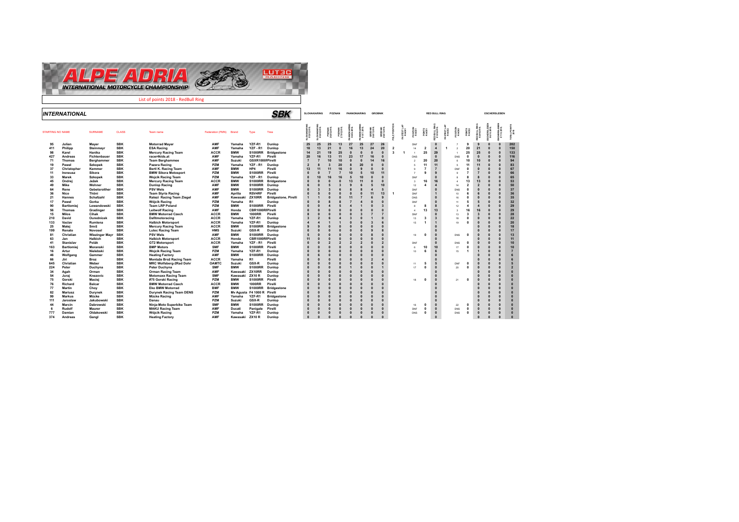# ALPE ADRIA INTERNATIONAL MOTORCYCLE CHAMPIONSHIP

LUT3C RACING

List of points 2018 - RedBull Ring

## INTERNATIONAL

**SBK**

| STARTING NO | NAME | SURNAME | CLASS | Team name | Federation (FMN) | Brand | Type | Tires | SLOVAKIARING | | POZNAN | | PANNONIARING | | GROBNIK | | RED BULL RING | | | | | | | | | OSCHERSLEBEN | | |
|---|---|---|---|---|---|---|---|---|---|---|---|---|---|---|---|---|---|---|---|---|---|---|---|---|---|---|---|---|
| | | | | | | | | | SLOVAKIARING | SLOVAKIARING | POZNAN | POZNAN | PANNONIARING | PANNONIARING | GROBNIK | GROBNIK | POLE POSITION | FASTEST LAP RACE1 | POSITION RACE1 | POINTS RACE1 | REDBULL RING | FASTEST LAP RACE2 | POSITION RACE2 | POINTS RACE2 | REDBULL RING | OSCHERSLEBEN | OSCHERSLEBEN | TOTAL POINTS 2018 |
| 95 | Julian | Mayer | SBK | Motorrad Mayer | AMF | Yamaha | YZF-R1 | Dunlop | 25 | 25 | 25 | 13 | 27 | 25 | 27 | 26 | | | DNF | | 0 | | 7 | 9 | 9 | 0 | 0 | 202 |
| 411 | Philipp | Steinmayr | SBK | ESA Racing | AMF | Yamaha | YZF - R1 | Dunlop | 18 | 13 | 21 | 0 | 16 | 13 | 24 | 20 | 2 | | 14 | 2 | 4 | 1 | 2 | 20 | 21 | 0 | 0 | 150 |
| 98 | Karel | Hanika | SBK | Mercury Racing Team | ACCR | BMW | S1000RR | Bridgestone | 14 | 21 | 19 | 25 | 0 | 0 | 0 | 0 | 3 | 1 | 1 | 25 | 29 | | 1 | 25 | 25 | 0 | 0 | 133 |
| 427 | Andreas | Fichtenbauer | SBK | racer4kids.at | AMF | Yamaha | YZF-R1 | Pirelli | 20 | 16 | 13 | 11 | 23 | 17 | 16 | 0 | | | DNS | | 0 | | DNS | 0 | 0 | 0 | 0 | 116 |
| 71 | Thomas | Berghammer | SBK | Team Berghammer | AMF | Suzuki | GSXR1000R | Pirelli | 7 | 7 | 10 | 10 | 0 | 0 | 14 | 16 | | | 2 | 20 | 20 | | 6 | 10 | 10 | 0 | 0 | 94 |
| 19 | Pawel | Szkopek | SBK | Pazera Racing | PZM | Yamaha | YZF - R1 | Dunlop | 2 | 8 | 3 | 20 | 8 | 20 | 0 | 0 | | | 5 | 11 | 11 | | 5 | 11 | 11 | 0 | 0 | 83 |
| 37 | Christopher | Kemmer | SBK | Bertl K. Racing Team | AMF | BMW | HP4 | Pirelli | 13 | 11 | 11 | 16 | 0 | 9 | 0 | 0 | | | 9 | 7 | 7 | | DNF | 0 | 0 | 0 | 0 | 67 |
| 11 | Ireneusz | Sikora | SBK | BMW Sikora Motosport | PZM | BMW | S1000RR | Pirelli | 0 | 0 | 7 | 7 | 10 | 5 | 10 | 11 | | | 7 | 9 | 9 | | 9 | 7 | 7 | 0 | 0 | 66 |
| 33 | Marek | Szkopek | SBK | Wojcik Racing Team | PZM | Yamaha | YZF - R1 | Dunlop | 0 | 10 | 16 | 16 | 5 | 10 | 0 | 0 | | | DNF | | 0 | | 8 | 8 | 8 | 0 | 0 | 65 |
| 45 | Ondrej | Ježek | SBK | Mercury Racing Team | ACCR | BMW | S1000RR | Bridgestone | 0 | 0 | 0 | 0 | 13 | 11 | 0 | 0 | | | 3 | 16 | 16 | | 4 | 13 | 13 | 0 | 0 | 53 |
| 49 | Mike | Wohner | SBK | Dunlop Racing | AMF | BMW | S1000RR | Dunlop | 6 | 0 | 5 | 3 | 9 | 6 | 5 | 10 | | | 12 | 4 | 4 | | 14 | 2 | 2 | 0 | 0 | 50 |
| 64 | Rene | Gebetsroither | SBK | PSV Wels | AMF | BMW | S1000RR | Dunlop | 0 | 3 | 3 | 6 | 8 | 8 | 4 | 5 | | | DNF | | 0 | | DNS | 0 | 0 | 0 | 0 | 37 |
| 36 | Nico | Thöni | SBK | Team Styria Racing | AMF | Aprilia | RSV4RF | Pirelli | 0 | 5 | 0 | 0 | 0 | 0 | 11 | 13 | 1 | | DNF | | 1 | | 10 | 6 | 6 | 0 | 0 | 36 |
| 21 | Hannes | Schafzahl | SBK | Ratezi Racing Team Ziegel | AMF | Kawasaki | ZX10RR | Bridgestone, Pirelli | 1 | 1 | 0 | 0 | 11 | 7 | 6 | 9 | | | DNS | | 0 | | 16 | 0 | 0 | 0 | 0 | 35 |
| 17 | Pawel | Gorka | SBK | Wójcik Racing | PZM | Yamaha | R1 | Dunlop | 0 | 0 | 8 | 8 | 7 | 4 | 0 | 0 | | | DNF | | 0 | | 11 | 5 | 5 | 0 | 0 | 32 |
| 90 | Bartlomiej | Lewandowski | SBK | Team LRP Poland | PZM | BMW | S1000RR | Pirelli | 0 | 0 | 4 | 5 | 4 | 1 | 0 | 3 | | | 8 | 8 | 8 | | 12 | 4 | 4 | 0 | 0 | 29 |
| 56 | Thomas | Gradinger | SBK | Leitwolf Racing | AMF | Honda | CBR1000RR | Pirelli | 0 | 0 | 0 | 0 | 0 | 0 | 0 | 0 | | | 4 | 13 | 13 | | 3 | 16 | 16 | 0 | 0 | 29 |
| 15 | Milos | Cihak | SBK | BMW Motorrad Czech | ACCR | BMW | 1000RR | Pirelli | 8 | 0 | 0 | 0 | 0 | 3 | 7 | 7 | | | DNF | | 0 | | 13 | 3 | 3 | 0 | 0 | 28 |
| 210 | David | Ourednicek | SBK | Dafitmotoracing | ACCR | Yamaha | YZF-R1 | Dunlop | 3 | 2 | 6 | 4 | 3 | 0 | 1 | 0 | | | 13 | 3 | 3 | | 18 | 0 | 0 | 0 | 0 | 22 |
| 133 | Vaclav | Rumlena | SBK | Halbich Motorsport | ACCR | Yamaha | YZF-R1 | Dunlop | 4 | 4 | 1 | 1 | 0 | 0 | 3 | 6 | | | 15 | 1 | 1 | | 19 | 0 | 0 | 0 | 0 | 20 |
| 25 | Matej | Smrž | SBK | Mercury Racing Team | ACCR | BMW | S1000RR | Bridgestone | 9 | 9 | 0 | 0 | 0 | 0 | 0 | 0 | | | | | 0 | | | | 0 | 0 | 0 | 18 |
| 199 | Renato | Novosel | SBK | Lutec Racing Team | HMS | Suzuki | GSX-R | Dunlop | 0 | 0 | 0 | 0 | 0 | 0 | 9 | 8 | | | | | 0 | | | | 0 | 0 | 0 | 17 |
| 81 | Christian | Wiezinger Mayr | SBK | PSV Wels | AMF | BMW | S1000RR | Dunlop | 5 | 0 | 0 | 0 | 0 | 0 | 8 | 0 | | | 19 | 0 | 0 | | DNS | 0 | 0 | 0 | 0 | 13 |
| 63 | Jan | Halbich | SBK | Halbich Motorsport | ACCR | Honda | CBR1000RR | Pirelli | 11 | 0 | 0 | 0 | 0 | 0 | 0 | 0 | | | | | 0 | | | | 0 | 0 | 0 | 11 |
| 41 | Stanislav | Polák | SBK | GT2 Motorsport | ACCR | Yamaha | YZF - R1 | Pirelli | 0 | 0 | 2 | 2 | 2 | 2 | 0 | 2 | | | DNF | | 0 | | DNS | 0 | 0 | 0 | 0 | 10 |
| 163 | Bartlomiej | Moranski | SBK | BMP Motors | SMF | BMW | S1000RR | Pirelli | 0 | 0 | 0 | 0 | 0 | 0 | 0 | 0 | | | 6 | 10 | 10 | | 17 | 0 | 0 | 0 | 0 | 10 |
| 16 | Artur | Nielebski | SBK | Wojcik Racing Team | PZM | Yamaha | YZF-R1 | Dunlop | 0 | 0 | 0 | 0 | 0 | 0 | 0 | 0 | | | 10 | 6 | 6 | | 15 | 1 | 1 | 0 | 0 | 7 |
| 46 | Wolfgang | Gammer | SBK | Heating Factory | AMF | BMW | S1000RR | Dunlop | 0 | 6 | 0 | 0 | 0 | 0 | 0 | 0 | | | | | 0 | | | | 0 | 0 | 0 | 6 |
| 66 | Jiri | Broz | SBK | Montaže Brož Racing Team | ACCR | Yamaha | R1 | Pirelli | 0 | 0 | 0 | 0 | 0 | 0 | 2 | 4 | | | | | 0 | | | | 0 | 0 | 0 | 6 |
| 645 | Christian | Weber | SBK | MRC Wolfsberg-2Rad Dohr | OAMTC | Suzuki | GSX-R | Dunlop | 0 | 0 | 0 | 0 | 0 | 0 | 0 | 0 | | | 11 | 5 | 5 | | DNF | 0 | 0 | 0 | 0 | 5 |
| 224 | Peter | Duchyna | SBK | Peter Duchyna | SMF | BMW | S1000RR | Dunlop | 0 | 0 | 0 | 0 | 1 | 0 | 0 | 1 | | | 17 | 0 | 0 | | 20 | 0 | 0 | 0 | 0 | 2 |
| 34 | Agah | Orman | SBK | Orman Racing Team | AMF | Kawasaki | ZX10RR | Dunlop | 0 | 0 | 0 | 0 | 0 | 0 | 0 | 0 | | | | | 0 | | | | 0 | 0 | 0 | 0 |
| 54 | Juraj | Knezovic | SBK | Motomaxx Racing Team | SMF | Kawasaki | ZX10 R | Dunlop | 0 | 0 | 0 | 0 | 0 | 0 | 0 | 0 | | | | | 0 | | | | 0 | 0 | 0 | 0 |
| 75 | Gorski | Maciej | SBK | #75 Gorski Racing | PZM | BMW | S1000RR | Pirelli | 0 | 0 | 0 | 0 | 0 | 0 | 0 | 0 | | | 18 | 0 | 0 | | 21 | 0 | 0 | 0 | 0 | 0 |
| 76 | Richard | Balcar | SBK | BMW Motorrad Czech | ACCR | BMW | 1000RR | Pirelli | 0 | 0 | 0 | 0 | 0 | 0 | 0 | 0 | | | | | 0 | | | | 0 | 0 | 0 | 0 |
| 77 | Martin | Choy | SBK | Eko BMW Motorrad | BMF | BMW | S1000RR | Bridgestone | 0 | 0 | 0 | 0 | 0 | 0 | 0 | 0 | | | | | 0 | | | | 0 | 0 | 0 | 0 |
| 82 | Mariusz | Durynek | SBK | Durynek Racing Team DENS | PZM | Mv Agusta | F4 1000 R | Pirelli | 0 | 0 | 0 | 0 | 0 | 0 | 0 | 0 | | | | | 0 | | | | 0 | 0 | 0 | 0 |
| 99 | Markus | Mücke | SBK | Mücke Racing | AMF | Yamaha | YZF-R1 | Bridgestone | 0 | 0 | 0 | 0 | 0 | 0 | 0 | 0 | | | | | 0 | | | | 0 | 0 | 0 | 0 |
| 111 | Jaroslaw | Jakubowski | SBK | Danau | PZM | Suzuki | GSX-R | Dunlop | 0 | 0 | 0 | 0 | 0 | 0 | 0 | 0 | | | | | 0 | | | | 0 | 0 | 0 | 0 |
| 44 | Marcin | Dabrowski | SBK | Ninja-Moto Superbike Team | SMF | BMW | S1000RR | Dunlop | 0 | 0 | 0 | 0 | 0 | 0 | 0 | 0 | | | 16 | 0 | 0 | | 22 | 0 | 0 | 0 | 0 | 0 |
| 6 | Rudolf | Maurer | SBK | MAKU Racing Team | AMF | Ducati | Panigale | Pirelli | 0 | 0 | 0 | 0 | 0 | 0 | 0 | 0 | | | DNF | 0 | 0 | | DNS | 0 | 0 | 0 | 0 | 0 |
| 777 | Damian | Oldakowski | SBK | Wójcik Racing | PZM | Yamaha | YZF-R1 | Dunlop | 0 | 0 | 0 | 0 | 0 | 0 | 0 | 0 | | | DNS | 0 | 0 | | DNS | 0 | 0 | 0 | 0 | 0 |
| 374 | Andreas | Gangl | SBK | Heating Factory | AMF | Kawasaki | ZX10 R | Dunlop | 0 | 0 | 0 | 0 | 0 | 0 | 0 | 0 | | | | | 0 | | | | 0 | 0 | 0 | 0 |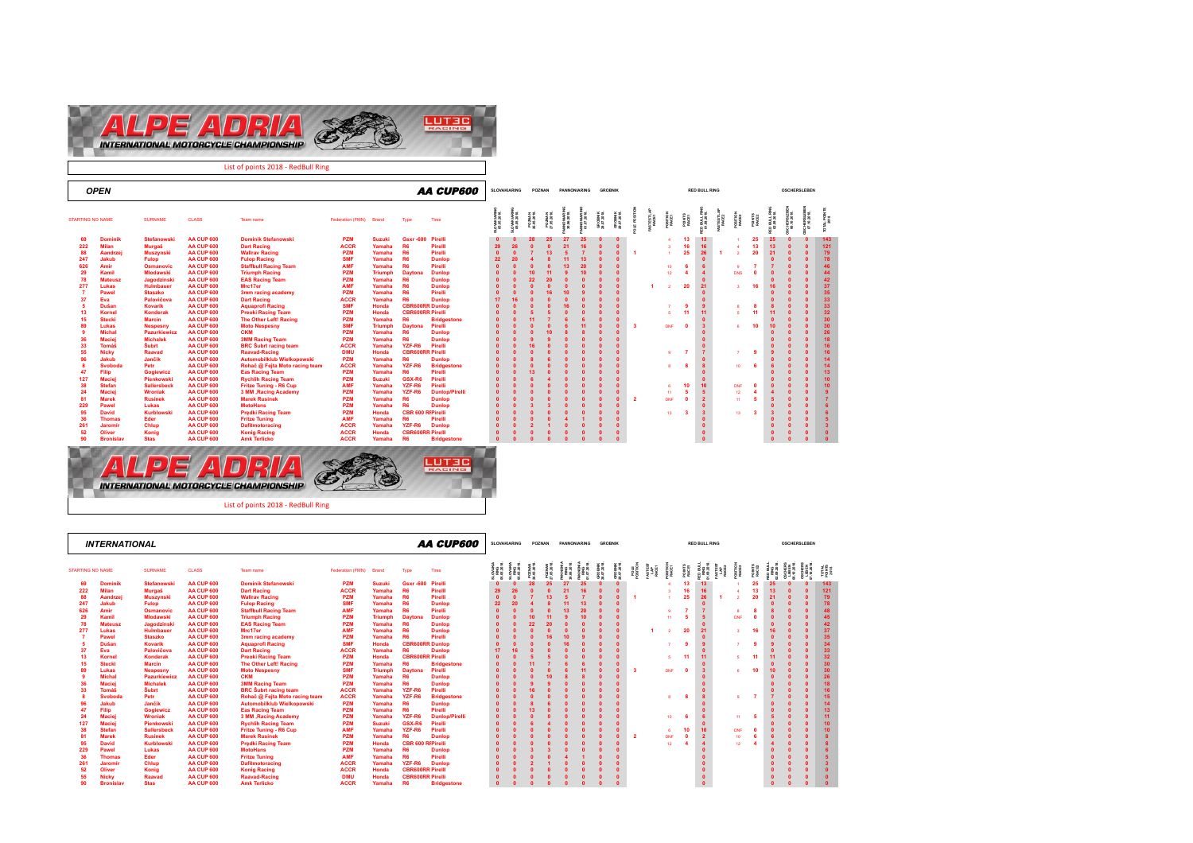# ALPE ADRIA INTERNATIONAL MOTORCYCLE CHAMPIONSHIP

List of points 2018 - RedBull Ring

## OPEN

**AA CUP600**

| STARTING NO | NAME | SURNAME | CLASS | Team name | Federation (FMN) | Brand | Type | Tires | SLOVAKIARING Race 1 | SLOVAKIARING Race 2 | POZNAN Race 1 | POZNAN Race 2 | PANNONIARING Race 1 | PANNONIARING Race 2 | GROBNIK Race 1 | GROBNIK Race 2 | POLE POSITION | FASTEST LAP RACE1 | POSITION RACE1 | POINTS RACE1 | RED BULL RING Race 1 | FASTEST LAP RACE2 | POSITION RACE2 | POINTS RACE2 | RED BULL RING Race 2 | OSCHERSLEBEN Race 1 | OSCHERSLEBEN Race 2 | TOTAL POINTS 2018 |
|---|---|---|---|---|---|---|---|---|---|---|---|---|---|---|---|---|---|---|---|---|---|---|---|---|---|---|---|---|
| 69 | Dominik | Stefanowski | AA CUP 600 | Dominik Stefanowski | PZM | Suzuki | Gsxr -600 | Pirelli | 0 | 0 | 28 | 25 | 27 | 25 | 0 | 0 | | | 4 | 13 | 13 | | 1 | 25 | 25 | 0 | 0 | 143 |
| 222 | Milan | Murgaš | AA CUP 600 | Dart Racing | ACCR | Yamaha | R6 | Pirelli | 29 | 26 | 0 | 0 | 21 | 16 | 0 | 0 | | | 3 | 16 | 16 | | 4 | 13 | 13 | 0 | 0 | 121 |
| 88 | Aandrzej | Muszynski | AA CUP 600 | Wallrav Racing | PZM | Yamaha | R6 | Pirelli | 0 | 0 | 7 | 13 | 5 | 7 | 0 | 0 | 1 | | 1 | 25 | 26 | 1 | 2 | 20 | 21 | 0 | 0 | 79 |
| 247 | Jakub | Fulop | AA CUP 600 | Fulop Racing | SMF | Yamaha | R6 | Dunlop | 22 | 20 | 4 | 8 | 11 | 13 | 0 | 0 | | | | | 0 | | | | 0 | 0 | 0 | 78 |
| 626 | Amir | Osmanovic | AA CUP 600 | Staffbull Racing Team | AMF | Yamaha | R6 | Pirelli | 0 | 0 | 0 | 0 | 13 | 20 | 0 | 0 | | | 10 | 6 | 6 | | 9 | 7 | 7 | 0 | 0 | 46 |
| 29 | Kamil | Mlodawski | AA CUP 600 | Triumph Racing | PZM | Triumph | Daytona | Dunlop | 0 | 0 | 10 | 11 | 9 | 10 | 0 | 0 | | | 12 | 4 | 4 | | DNS | 0 | 0 | 0 | 0 | 44 |
| 78 | Mateusz | Jagodzinski | AA CUP 600 | EAS Racing Team | PZM | Yamaha | R6 | Dunlop | 0 | 0 | 22 | 20 | 0 | 0 | 0 | 0 | | | | | 0 | | | | 0 | 0 | 0 | 42 |
| 277 | Lukas | Hulmbauer | AA CUP 600 | Mrc17er | AMF | Yamaha | R6 | Dunlop | 0 | 0 | 0 | 0 | 0 | 0 | 0 | 0 | | 1 | 2 | 20 | 21 | | 3 | 16 | 16 | 0 | 0 | 37 |
| 7 | Pawel | Staszko | AA CUP 600 | 3mm racing academy | PZM | Yamaha | R6 | Pirelli | 0 | 0 | 0 | 16 | 10 | 9 | 0 | 0 | | | | | 0 | | | | 0 | 0 | 0 | 35 |
| 37 | Eva | Palovičova | AA CUP 600 | Dart Racing | ACCR | Yamaha | R6 | Dunlop | 17 | 16 | 0 | 0 | 0 | 0 | 0 | 0 | | | | | 0 | | | | 0 | 0 | 0 | 33 |
| 5 | Dušan | Kovarik | AA CUP 600 | Aquaprofi Racing | SMF | Honda | CBR600RR | Dunlop | 0 | 0 | 0 | 0 | 16 | 0 | 0 | 0 | | | 7 | 9 | 9 | | 8 | 8 | 8 | 0 | 0 | 33 |
| 13 | Kornel | Konderak | AA CUP 600 | Preoki Racing Team | PZM | Honda | CBR600RR | Pirelli | 0 | 0 | 5 | 5 | 0 | 0 | 0 | 0 | | | 5 | 11 | 11 | | 5 | 11 | 11 | 0 | 0 | 32 |
| 15 | Stecki | Marcin | AA CUP 600 | The Other Left! Racing | PZM | Yamaha | R6 | Bridgestone | 0 | 0 | 11 | 7 | 6 | 6 | 0 | 0 | | | | | 0 | | | | 0 | 0 | 0 | 30 |
| 89 | Lukas | Nespesny | AA CUP 600 | Moto Nespesny | SMF | Triumph | Daytona | Pirelli | 0 | 0 | 0 | 0 | 6 | 11 | 0 | 0 | 3 | | DNF | 0 | 3 | | 6 | 10 | 10 | 0 | 0 | 30 |
| 9 | Michal | Pazurkiewicz | AA CUP 600 | CKM | PZM | Yamaha | R6 | Dunlop | 0 | 0 | 0 | 10 | 8 | 8 | 0 | 0 | | | | | 0 | | | | 0 | 0 | 0 | 26 |
| 36 | Maciej | Michalek | AA CUP 600 | 3MM Racing Team | PZM | Yamaha | R6 | Dunlop | 0 | 0 | 9 | 9 | 0 | 0 | 0 | 0 | | | | | 0 | | | | 0 | 0 | 0 | 18 |
| 33 | Tomáš | Šubrt | AA CUP 600 | BRC Šubrt racing team | ACCR | Yamaha | YZF-R6 | Pirelli | 0 | 0 | 16 | 0 | 0 | 0 | 0 | 0 | | | | | 0 | | | | 0 | 0 | 0 | 16 |
| 55 | Nicky | Raavad | AA CUP 600 | Raavad-Racing | DMU | Honda | CBR600RR | Pirelli | 0 | 0 | 0 | 0 | 0 | 0 | 0 | 0 | | | 9 | 7 | 7 | | 7 | 9 | 9 | 0 | 0 | 16 |
| 96 | Jakub | Jančik | AA CUP 600 | Automobilklub Wielkopowski | PZM | Yamaha | R6 | Dunlop | 0 | 0 | 8 | 6 | 0 | 0 | 0 | 0 | | | | | 0 | | | | 0 | 0 | 0 | 14 |
| 8 | Svoboda | Petr | AA CUP 600 | Rohač @ Fejta Moto racing team | ACCR | Yamaha | YZF-R6 | Bridgestone | 0 | 0 | 0 | 0 | 0 | 0 | 0 | 0 | | | 8 | 8 | 8 | | 10 | 6 | 6 | 0 | 0 | 14 |
| 47 | Filip | Gogiewicz | AA CUP 600 | Eas Racing Team | PZM | Yamaha | R6 | Pirelli | 0 | 0 | 13 | 0 | 0 | 0 | 0 | 0 | | | | | 0 | | | | 0 | 0 | 0 | 13 |
| 127 | Maciej | Pienkowski | AA CUP 600 | Rychlik Racing Team | PZM | Suzuki | GSX-R6 | Pirelli | 0 | 0 | 6 | 4 | 0 | 0 | 0 | 0 | | | | | 0 | | | | 0 | 0 | 0 | 10 |
| 38 | Stefan | Sellersbeck | AA CUP 600 | Fritze Tuning - R6 Cup | AMF | Yamaha | YZF-R6 | Pirelli | 0 | 0 | 0 | 0 | 0 | 0 | 0 | 0 | | | 6 | 10 | 10 | | DNF | 0 | 0 | 0 | 0 | 10 |
| 24 | Maciej | Wroniak | AA CUP 600 | 3 MM ,Racing Academy | PZM | Yamaha | YZF-R6 | Dunlop/Pirelli | 0 | 0 | 0 | 0 | 0 | 0 | 0 | 0 | | | 11 | 5 | 5 | | 12 | 4 | 4 | 0 | 0 | 9 |
| 81 | Marek | Rusinek | AA CUP 600 | Marek Rusinek | PZM | Yamaha | R6 | Dunlop | 0 | 0 | 0 | 0 | 0 | 0 | 0 | 0 | 2 | | DNF | 0 | 2 | | 11 | 5 | 5 | 0 | 0 | 7 |
| 229 | Pawel | Lukas | AA CUP 600 | MotoHans | PZM | Yamaha | R6 | Dunlop | 0 | 0 | 3 | 3 | 0 | 0 | 0 | 0 | | | | | 0 | | | | 0 | 0 | 0 | 6 |
| 95 | David | Kurblowski | AA CUP 600 | Predki Racing Team | PZM | Honda | CBR 600 RR | Pirelli | 0 | 0 | 0 | 0 | 0 | 0 | 0 | 0 | | | 13 | 3 | 3 | | 13 | 3 | 3 | 0 | 0 | 6 |
| 36 | Thomas | Eder | AA CUP 600 | Fritze Tuning | AMF | Yamaha | R6 | Pirelli | 0 | 0 | 0 | 0 | 4 | 1 | 0 | 0 | | | | | 0 | | | | 0 | 0 | 0 | 5 |
| 261 | Jaromir | Chlup | AA CUP 600 | Dafilmotoracing | ACCR | Yamaha | YZF-R6 | Dunlop | 0 | 0 | 2 | 1 | 0 | 0 | 0 | 0 | | | | | 0 | | | | 0 | 0 | 0 | 3 |
| 52 | Oliver | Konig | AA CUP 600 | Konig Racing | ACCR | Honda | CBR600RR | Pirelli | 0 | 0 | 0 | 0 | 0 | 0 | 0 | 0 | | | | | 0 | | | | 0 | 0 | 0 | 0 |
| 90 | Bronislav | Stas | AA CUP 600 | Amk Terlicko | ACCR | Yamaha | R6 | Bridgestone | 0 | 0 | 0 | 0 | 0 | 0 | 0 | 0 | | | | | 0 | | | | 0 | 0 | 0 | 0 |

# ALPE ADRIA INTERNATIONAL MOTORCYCLE CHAMPIONSHIP

List of points 2018 - RedBull Ring

## INTERNATIONAL

**AA CUP600**

| STARTING NO | NAME | SURNAME | CLASS | Team name | Federation (FMN) | Brand | Type | Tires | SLOVAKIARING Race 1 | SLOVAKIARING Race 2 | POZNAN Race 1 | POZNAN Race 2 | PANNONIARING Race 1 | PANNONIARING Race 2 | GROBNIK Race 1 | GROBNIK Race 2 | POLE POSITION | FASTEST LAP RACE1 | POSITION RACE1 | POINTS RACE1 | RED BULL RING Race 1 | FASTEST LAP RACE2 | POSITION RACE2 | POINTS RACE2 | RED BULL RING Race 2 | OSCHERSLEBEN Race 1 | OSCHERSLEBEN Race 2 | TOTAL POINTS 2018 |
|---|---|---|---|---|---|---|---|---|---|---|---|---|---|---|---|---|---|---|---|---|---|---|---|---|---|---|---|---|
| 69 | Dominik | Stefanowski | AA CUP 600 | Dominik Stefanowski | PZM | Suzuki | Gsxr -600 | Pirelli | 0 | 0 | 28 | 25 | 27 | 25 | 0 | 0 | | | 4 | 13 | 13 | | 1 | 25 | 25 | 0 | 0 | 143 |
| 222 | Milan | Murgaš | AA CUP 600 | Dart Racing | ACCR | Yamaha | R6 | Pirelli | 29 | 26 | 0 | 0 | 21 | 16 | 0 | 0 | | | 3 | 16 | 16 | | 4 | 13 | 13 | 0 | 0 | 121 |
| 88 | Aandrzej | Muszynski | AA CUP 600 | Wallrav Racing | PZM | Yamaha | R6 | Pirelli | 0 | 0 | 7 | 13 | 5 | 7 | 0 | 0 | 1 | | 1 | 25 | 26 | 1 | 2 | 20 | 21 | 0 | 0 | 79 |
| 247 | Jakub | Fulop | AA CUP 600 | Fulop Racing | SMF | Yamaha | R6 | Dunlop | 22 | 20 | 4 | 8 | 11 | 13 | 0 | 0 | | | | | 0 | | | | 0 | 0 | 0 | 78 |
| 626 | Amir | Osmanovic | AA CUP 600 | Staffbull Racing Team | AMF | Yamaha | R6 | Pirelli | 0 | 0 | 0 | 0 | 13 | 20 | 0 | 0 | | | 9 | 7 | 7 | | 8 | 8 | 8 | 0 | 0 | 48 |
| 29 | Kamil | Mlodawski | AA CUP 600 | Triumph Racing | PZM | Triumph | Daytona | Dunlop | 0 | 0 | 10 | 11 | 9 | 10 | 0 | 0 | | | 11 | 5 | 5 | | DNF | 0 | 0 | 0 | 0 | 45 |
| 78 | Mateusz | Jagodzinski | AA CUP 600 | EAS Racing Team | PZM | Yamaha | R6 | Dunlop | 0 | 0 | 22 | 20 | 0 | 0 | 0 | 0 | | | | | 0 | | | | 0 | 0 | 0 | 42 |
| 277 | Lukas | Hulmbauer | AA CUP 600 | Mrc17er | AMF | Yamaha | R6 | Dunlop | 0 | 0 | 0 | 0 | 0 | 0 | 0 | 0 | | 1 | 2 | 20 | 21 | | 3 | 16 | 16 | 0 | 0 | 37 |
| 7 | Pawel | Staszko | AA CUP 600 | 3mm racing academy | PZM | Yamaha | R6 | Pirelli | 0 | 0 | 0 | 16 | 10 | 9 | 0 | 0 | | | | | 0 | | | | 0 | 0 | 0 | 35 |
| 5 | Dušan | Kovarik | AA CUP 600 | Aquaprofi Racing | SMF | Honda | CBR600RR | Dunlop | 0 | 0 | 0 | 0 | 16 | 0 | 0 | 0 | | | 7 | 9 | 9 | | 7 | 9 | 9 | 0 | 0 | 34 |
| 37 | Eva | Palovičova | AA CUP 600 | Dart Racing | ACCR | Yamaha | R6 | Dunlop | 17 | 16 | 0 | 0 | 0 | 0 | 0 | 0 | | | | | 0 | | | | 0 | 0 | 0 | 33 |
| 13 | Kornel | Konderak | AA CUP 600 | Preoki Racing Team | PZM | Honda | CBR600RR | Pirelli | 0 | 0 | 5 | 5 | 0 | 0 | 0 | 0 | | | 5 | 11 | 11 | | 5 | 11 | 11 | 0 | 0 | 32 |
| 15 | Stecki | Marcin | AA CUP 600 | The Other Left! Racing | PZM | Yamaha | R6 | Bridgestone | 0 | 0 | 11 | 7 | 6 | 6 | 0 | 0 | | | | | 0 | | | | 0 | 0 | 0 | 30 |
| 89 | Lukas | Nespesny | AA CUP 600 | Moto Nespesny | SMF | Triumph | Daytona | Pirelli | 0 | 0 | 0 | 0 | 6 | 11 | 0 | 0 | 3 | | DNF | 0 | 3 | | 6 | 10 | 10 | 0 | 0 | 30 |
| 9 | Michal | Pazurkiewicz | AA CUP 600 | CKM | PZM | Yamaha | R6 | Dunlop | 0 | 0 | 0 | 10 | 8 | 8 | 0 | 0 | | | | | 0 | | | | 0 | 0 | 0 | 26 |
| 36 | Maciej | Michalek | AA CUP 600 | 3MM Racing Team | PZM | Yamaha | R6 | Dunlop | 0 | 0 | 9 | 9 | 0 | 0 | 0 | 0 | | | | | 0 | | | | 0 | 0 | 0 | 18 |
| 33 | Tomáš | Šubrt | AA CUP 600 | BRC Šubrt racing team | ACCR | Yamaha | YZF-R6 | Pirelli | 0 | 0 | 16 | 0 | 0 | 0 | 0 | 0 | | | | | 0 | | | | 0 | 0 | 0 | 16 |
| 8 | Svoboda | Petr | AA CUP 600 | Rohač @ Fejta Moto racing team | ACCR | Yamaha | YZF-R6 | Bridgestone | 0 | 0 | 0 | 0 | 0 | 0 | 0 | 0 | | | 8 | 8 | 8 | | 9 | 7 | 7 | 0 | 0 | 15 |
| 96 | Jakub | Jančik | AA CUP 600 | Automobilklub Wielkopowski | PZM | Yamaha | R6 | Dunlop | 0 | 0 | 8 | 6 | 0 | 0 | 0 | 0 | | | | | 0 | | | | 0 | 0 | 0 | 14 |
| 47 | Filip | Gogiewicz | AA CUP 600 | Eas Racing Team | PZM | Yamaha | R6 | Pirelli | 0 | 0 | 13 | 0 | 0 | 0 | 0 | 0 | | | | | 0 | | | | 0 | 0 | 0 | 13 |
| 24 | Maciej | Wroniak | AA CUP 600 | 3 MM ,Racing Academy | PZM | Yamaha | YZF-R6 | Dunlop/Pirelli | 0 | 0 | 0 | 0 | 0 | 0 | 0 | 0 | | | 10 | 6 | 6 | | 11 | 5 | 5 | 0 | 0 | 11 |
| 127 | Maciej | Pienkowski | AA CUP 600 | Rychlik Racing Team | PZM | Suzuki | GSX-R6 | Pirelli | 0 | 0 | 6 | 4 | 0 | 0 | 0 | 0 | | | | | 0 | | | | 0 | 0 | 0 | 10 |
| 38 | Stefan | Sellersbeck | AA CUP 600 | Fritze Tuning - R6 Cup | AMF | Yamaha | YZF-R6 | Pirelli | 0 | 0 | 0 | 0 | 0 | 0 | 0 | 0 | | | 6 | 10 | 10 | | DNF | 0 | 0 | 0 | 0 | 10 |
| 81 | Marek | Rusinek | AA CUP 600 | Marek Rusinek | PZM | Yamaha | R6 | Dunlop | 0 | 0 | 0 | 0 | 0 | 0 | 0 | 0 | 2 | | DNF | 0 | 2 | | 10 | 6 | 6 | 0 | 0 | 8 |
| 95 | David | Kurblowski | AA CUP 600 | Predki Racing Team | PZM | Honda | CBR 600 RR | Pirelli | 0 | 0 | 0 | 0 | 0 | 0 | 0 | 0 | | | 12 | 4 | 4 | | 12 | 4 | 4 | 0 | 0 | 8 |
| 229 | Pawel | Lukas | AA CUP 600 | MotoHans | PZM | Yamaha | R6 | Dunlop | 0 | 0 | 3 | 3 | 0 | 0 | 0 | 0 | | | | | 0 | | | | 0 | 0 | 0 | 6 |
| 36 | Thomas | Eder | AA CUP 600 | Fritze Tuning | AMF | Yamaha | R6 | Pirelli | 0 | 0 | 0 | 0 | 4 | 1 | 0 | 0 | | | | | 0 | | | | 0 | 0 | 0 | 5 |
| 261 | Jaromir | Chlup | AA CUP 600 | Dafilmotoracing | ACCR | Yamaha | YZF-R6 | Dunlop | 0 | 0 | 2 | 1 | 0 | 0 | 0 | 0 | | | | | 0 | | | | 0 | 0 | 0 | 3 |
| 52 | Oliver | Konig | AA CUP 600 | Konig Racing | ACCR | Honda | CBR600RR | Pirelli | 0 | 0 | 0 | 0 | 0 | 0 | 0 | 0 | | | | | 0 | | | | 0 | 0 | 0 | 0 |
| 55 | Nicky | Raavad | AA CUP 600 | Raavad-Racing | DMU | Honda | CBR600RR | Pirelli | 0 | 0 | 0 | 0 | 0 | 0 | 0 | 0 | | | | | 0 | | | | 0 | 0 | 0 | 0 |
| 90 | Bronislav | Stas | AA CUP 600 | Amk Terlicko | ACCR | Yamaha | R6 | Bridgestone | 0 | 0 | 0 | 0 | 0 | 0 | 0 | 0 | | | | | 0 | | | | 0 | 0 | 0 | 0 |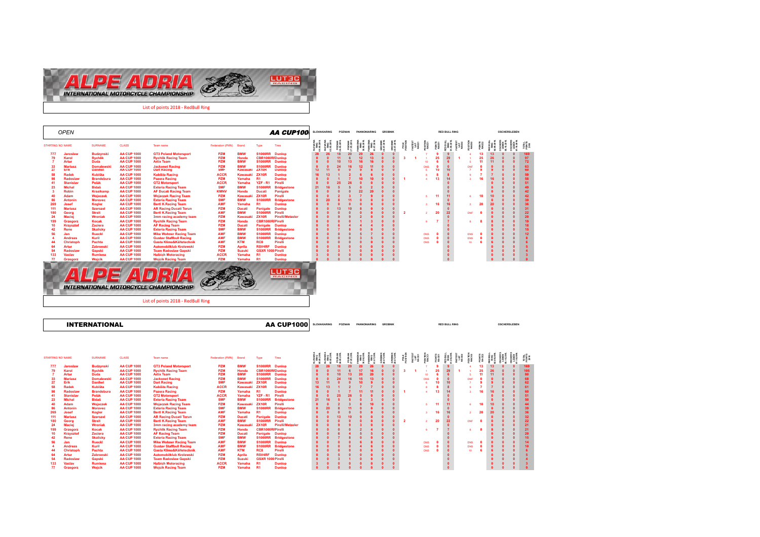# ALPE ADRIA INTERNATIONAL MOTORCYCLE CHAMPIONSHIP

List of points 2018 - RedBull Ring

## OPEN — AA CUP1000

| STARTING NO | NAME | SURNAME | CLASS | Team name | Federation (FMN) | Brand | Type | Tires | SLOVAKIARING | SLOVAKIARING | POZNAN | POZNAN | PANNONIARING | PANNONIARING | GROBNIK | GROBNIK | POLE POSITION | FASTEST LAP RACE1 | POSITION RACE1 | POINTS RACE1 | RED BULL RING | FASTEST LAP RACE2 | POSITION RACE2 | POINTS RACE2 | RED BULL RING | OSCHERSLEBEN | OSCHERSLEBEN | TOTAL POINTS 2018 |
|---|---|---|---|---|---|---|---|---|---|---|---|---|---|---|---|---|---|---|---|---|---|---|---|---|---|---|---|---|
| 777 | Jaroslaw | Budzynski | AA CUP 1000 | GT3 Poland Motorsport | PZM | BMW | S1000RR | Dunlop | 28 | 26 | 18 | 20 | 29 | 26 | 0 | 0 | | | 7 | 9 | 9 | | 4 | 13 | 13 | 0 | 0 | 169 |
| 79 | Karol | Rychlik | AA CUP 1000 | Rychlik Racing Team | PZM | Honda | CBR1000RR | Dunlop | 0 | 0 | 11 | 6 | 12 | 13 | 0 | 0 | 3 | 1 | 1 | 25 | 29 | 1 | 1 | 25 | 26 | 0 | 0 | 97 |
| 7 | Artur | Duda | AA CUP 1000 | Artix Team | PZM | BMW | S1000RR | Dunlop | 0 | 0 | 10 | 13 | 16 | 16 | 0 | 0 | | | 10 | 6 | 6 | | 5 | 11 | 11 | 0 | 0 | 72 |
| 33 | Mariusz | Domalewski | AA CUP 1000 | Jackonet Racing | PZM | BMW | S1000RR | Dunlop | 0 | 0 | 24 | 16 | 12 | 11 | 0 | 0 | | | DNS | 0 | 0 | | DNF | 0 | 0 | 0 | 0 | 63 |
| 27 | Erik | Danihel | AA CUP 1000 | Dart Racing | SMF | Kawasaki | ZX10R | Dunlop | 13 | 11 | 0 | 0 | 9 | 8 | 0 | 0 | | | 6 | 10 | 10 | | 7 | 9 | 9 | 0 | 0 | 60 |
| 58 | Radek | Kubišta | AA CUP 1000 | Kubišta Racing | ACCR | Kawasaki | ZX10R | Dunlop | 16 | 13 | 1 | 2 | 6 | 6 | 0 | 0 | | | 8 | 8 | 8 | | 6 | 7 | 7 | 0 | 0 | 59 |
| 98 | Radoslaw | Brandebura | AA CUP 1000 | Pazera Racing | PZM | Yamaha | R1 | Dunlop | 0 | 0 | 1 | 7 | 10 | 10 | 0 | 0 | 1 | | 4 | 13 | 14 | | 3 | 16 | 16 | 0 | 0 | 58 |
| 41 | Stanislav | Polák | AA CUP 1000 | GT2 Motorsport | ACCR | Yamaha | YZF - R1 | Pirelli | 0 | 0 | 25 | 26 | 0 | 0 | 0 | 0 | | | | | 0 | | | | | 0 | 0 | 51 |
| 23 | Michal | Bidaš | AA CUP 1000 | Exteria Racing Team | SMF | BMW | S1000RR | Bridgestone | 21 | 16 | 5 | 5 | 0 | 2 | 0 | 0 | | | | | 0 | | | | | 0 | 0 | 49 |
| 3 | Robin | Kraaikamp | AA CUP 1000 | AF Ducati Racing Team | KMNV | Honda | Ducati | Panigale | 0 | 0 | 0 | 0 | 22 | 20 | 0 | 0 | | | | | 0 | | | | | 0 | 0 | 42 |
| 40 | Adam | Wojaczek | AA CUP 1000 | Wojaczek Racing Team | PZM | Kawasaki | ZX10R | Pirelli | 0 | 0 | 2 | 3 | 7 | 9 | 0 | 0 | | | 5 | 11 | 11 | | 6 | 10 | 10 | 0 | 0 | 42 |
| 86 | Antonin | Moravec | AA CUP 1000 | Exteria Racing Team | SMF | BMW | S1000RR | Bridgestone | 0 | 20 | 8 | 11 | 0 | 0 | 0 | 0 | | | | | 0 | | | | | 0 | 0 | 39 |
| 269 | Josef | Kogler | AA CUP 1000 | Bertl K.Racing Team | AMF | Yamaha | R1 | Dunlop | 0 | 0 | 0 | 0 | 0 | 0 | 0 | 0 | | | 3 | 16 | 16 | | 2 | 20 | 20 | 0 | 0 | 36 |
| 111 | Mariusz | Szerszel | AA CUP 1000 | AR Racing Ducati Torun | PZM | Ducati | Panigale | Dunlop | 0 | 0 | 13 | 10 | 8 | 0 | 0 | 0 | | | | | 0 | | | | | 0 | 0 | 31 |
| 180 | Georg | Streit | AA CUP 1000 | Bertl K.Racing Team | AMF | BMW | S1000RR | Pirelli | 0 | 0 | 0 | 0 | 0 | 0 | 0 | 0 | 2 | | 2 | 20 | 22 | | DNF | 0 | 0 | 0 | 0 | 22 |
| 24 | Maciej | Wroniak | AA CUP 1000 | 3mm racing academy team | PZM | Kawasaki | ZX10R | Pirelli/Metzeler | 0 | 0 | 9 | 9 | 2 | 0 | 0 | 0 | | | | | 0 | | | | | 0 | 0 | 20 |
| 199 | Grzegorz | Kocak | AA CUP 1000 | Rychlik Racing Team | PZM | Honda | CBR1000RR | Pirelli | 0 | 0 | 0 | 0 | 1 | 3 | 0 | 0 | | | 9 | 7 | 7 | | 8 | 8 | 8 | 0 | 0 | 19 |
| 10 | Krzysztof | Zaciera | AA CUP 1000 | AF Racing Team | PZM | Ducati | Panigale | Dunlop | 0 | 0 | 6 | 4 | 4 | 4 | 0 | 0 | | | | | 0 | | | | | 0 | 0 | 18 |
| 42 | Rene | Skalicky | AA CUP 1000 | Exteria Racing Team | SMF | BMW | S1000RR | Bridgestone | 0 | 0 | 7 | 8 | 0 | 0 | 0 | 0 | | | | | 0 | | | | | 0 | 0 | 15 |
| 56 | Jan | Ruecki | AA CUP 1000 | Mike Wohner Racing Team | AMF | BMW | S1000RR | Dunlop | 0 | 0 | 0 | 0 | 5 | 7 | 0 | 0 | | | DNS | 0 | 0 | | DNS | 0 | 0 | 0 | 0 | 12 |
| 4 | Andreas | Kuril | AA CUP 1000 | Gustav Staffbull Racing | AMF | BMW | S1000RR | Bridgestone | 0 | 0 | 0 | 0 | 3 | 5 | 0 | 0 | | | DNS | 0 | 0 | | DNS | 0 | 0 | 0 | 0 | 8 |
| 44 | Christoph | Pachta | AA CUP 1000 | Gasta Klima&Kältetechnik | AMF | KTM | RC8 | Pirelli | 0 | 0 | 0 | 0 | 0 | 0 | 0 | 0 | | | DNS | 0 | 0 | | 10 | 6 | 6 | 0 | 0 | 6 |
| 64 | Artur | Zabronski | AA CUP 1000 | Automobilklub Krolewski | PZM | Aprilia | RSV4RF | Dunlop | 0 | 0 | 5 | 0 | 0 | 0 | 0 | 0 | | | | | 0 | | | | | 0 | 0 | 5 |
| 54 | Radoslaw | Gapski | AA CUP 1000 | Team Radoslaw Gapski | PZM | Suzuki | GSXR 1000 | Pirelli | 0 | 0 | 3 | 1 | 0 | 0 | 0 | 0 | | | | | 0 | | | | | 0 | 0 | 4 |
| 133 | Vaclav | Rumlena | AA CUP 1000 | Halbich Motoracing | ACCR | Yamaha | R1 | Dunlop | 3 | 0 | 0 | 0 | 0 | 0 | 0 | 0 | | | | | 0 | | | | | 0 | 0 | 3 |
| 77 | Grzegorz | Wojcik | AA CUP 1000 | Wojcik Racing Team | PZM | Yamaha | R1 | Dunlop | 0 | 0 | 0 | 0 | 0 | 0 | 0 | 0 | | | | | 0 | | | | | 0 | 0 | 0 |

# ALPE ADRIA INTERNATIONAL MOTORCYCLE CHAMPIONSHIP

List of points 2018 - RedBull Ring

## INTERNATIONAL — AA CUP1000

| STARTING NO | NAME | SURNAME | CLASS | Team name | Federation (FMN) | Brand | Type | Tires | SLOVAKIARING | SLOVAKIARING | POZNAN | POZNAN | PANNONIARING | PANNONIARING | GROBNIK | GROBNIK | POLE POSITION | FASTEST LAP RACE1 | POSITION RACE1 | POINTS RACE1 | RED BULL RING | FASTEST LAP RACE2 | POSITION RACE2 | POINTS RACE2 | RED BULL RING | OSCHERSLEBEN | OSCHERSLEBEN | TOTAL POINTS 2018 |
|---|---|---|---|---|---|---|---|---|---|---|---|---|---|---|---|---|---|---|---|---|---|---|---|---|---|---|---|---|
| 777 | Jaroslaw | Budzynski | AA CUP 1000 | GT3 Poland Motorsport | PZM | BMW | S1000RR | Dunlop | 28 | 26 | 18 | 20 | 29 | 26 | 0 | 0 | | | 7 | 9 | 9 | | 4 | 13 | 13 | 0 | 0 | 169 |
| 79 | Karol | Rychlik | AA CUP 1000 | Rychlik Racing Team | PZM | Honda | CBR1000RR | Dunlop | 0 | 0 | 11 | 6 | 17 | 16 | 0 | 0 | 3 | 1 | 1 | 25 | 29 | 1 | 1 | 25 | 26 | 0 | 0 | 105 |
| 7 | Artur | Duda | AA CUP 1000 | Artix Team | PZM | BMW | S1000RR | Dunlop | 0 | 0 | 10 | 13 | 20 | 20 | 0 | 0 | | | 10 | 6 | 6 | | 5 | 11 | 11 | 0 | 0 | 80 |
| 33 | Mariusz | Domalewski | AA CUP 1000 | Jackonet Racing | PZM | BMW | S1000RR | Dunlop | 0 | 0 | 24 | 16 | 15 | 13 | 0 | 0 | | | DNS | 0 | 0 | | DNF | 0 | 0 | 0 | 0 | 68 |
| 27 | Erik | Danihel | AA CUP 1000 | Dart Racing | SMF | Kawasaki | ZX10R | Dunlop | 13 | 11 | 0 | 0 | 10 | 9 | 0 | 0 | | | 6 | 10 | 10 | | 7 | 9 | 9 | 0 | 0 | 62 |
| 58 | Radek | Kubišta | AA CUP 1000 | Kubišta Racing | ACCR | Kawasaki | ZX10R | Dunlop | 16 | 13 | 1 | 2 | 7 | 7 | 0 | 0 | | | 8 | 8 | 8 | | 6 | 7 | 7 | 0 | 0 | 61 |
| 98 | Radoslaw | Brandebura | AA CUP 1000 | Pazera Racing | PZM | Yamaha | R1 | Dunlop | 0 | 0 | 1 | 7 | 11 | 11 | 0 | 0 | 1 | | 4 | 13 | 14 | | 3 | 16 | 16 | 0 | 0 | 60 |
| 41 | Stanislav | Polák | AA CUP 1000 | GT2 Motorsport | ACCR | Yamaha | YZF - R1 | Pirelli | 0 | 0 | 25 | 26 | 0 | 0 | 0 | 0 | | | | | 0 | | | | | 0 | 0 | 51 |
| 23 | Michal | Bidaš | AA CUP 1000 | Exteria Racing Team | SMF | BMW | S1000RR | Bridgestone | 21 | 16 | 5 | 5 | 0 | 3 | 0 | 0 | | | | | 0 | | | | | 0 | 0 | 50 |
| 40 | Adam | Wojaczek | AA CUP 1000 | Wojaczek Racing Team | PZM | Kawasaki | ZX10R | Pirelli | 0 | 0 | 2 | 3 | 8 | 10 | 0 | 0 | | | 5 | 11 | 11 | | 6 | 10 | 10 | 0 | 0 | 44 |
| 86 | Antonin | Moravec | AA CUP 1000 | Exteria Racing Team | SMF | BMW | S1000RR | Bridgestone | 0 | 20 | 8 | 11 | 0 | 0 | 0 | 0 | | | | | 0 | | | | | 0 | 0 | 39 |
| 269 | Josef | Kogler | AA CUP 1000 | Bertl K.Racing Team | AMF | Yamaha | R1 | Dunlop | 0 | 0 | 0 | 0 | 0 | 0 | 0 | 0 | | | 3 | 16 | 16 | | 2 | 20 | 20 | 0 | 0 | 36 |
| 111 | Mariusz | Szerszel | AA CUP 1000 | AR Racing Ducati Torun | PZM | Ducati | Panigale | Dunlop | 0 | 0 | 13 | 10 | 9 | 0 | 0 | 0 | | | | | 0 | | | | | 0 | 0 | 32 |
| 180 | Georg | Streit | AA CUP 1000 | Bertl K.Racing Team | AMF | BMW | S1000RR | Pirelli | 0 | 0 | 0 | 0 | 0 | 0 | 0 | 0 | 2 | | 2 | 20 | 22 | | DNF | 0 | 0 | 0 | 0 | 22 |
| 24 | Maciej | Wroniak | AA CUP 1000 | 3mm racing academy team | PZM | Kawasaki | ZX10R | Pirelli/Metzeler | 0 | 0 | 9 | 9 | 3 | 0 | 0 | 0 | | | | | 0 | | | | | 0 | 0 | 21 |
| 199 | Grzegorz | Kocak | AA CUP 1000 | Rychlik Racing Team | PZM | Honda | CBR1000RR | Pirelli | 0 | 0 | 0 | 0 | 2 | 4 | 0 | 0 | | | 9 | 7 | 7 | | 8 | 8 | 8 | 0 | 0 | 21 |
| 10 | Krzysztof | Zaciera | AA CUP 1000 | AF Racing Team | PZM | Ducati | Panigale | Dunlop | 0 | 0 | 6 | 4 | 5 | 5 | 0 | 0 | | | | | 0 | | | | | 0 | 0 | 20 |
| 42 | Rene | Skalicky | AA CUP 1000 | Exteria Racing Team | SMF | BMW | S1000RR | Bridgestone | 0 | 0 | 7 | 8 | 0 | 0 | 0 | 0 | | | | | 0 | | | | | 0 | 0 | 15 |
| 56 | Jan | Ruecki | AA CUP 1000 | Mike Wohner Racing Team | AMF | BMW | S1000RR | Dunlop | 0 | 0 | 0 | 0 | 6 | 8 | 0 | 0 | | | DNS | 0 | 0 | | DNS | 0 | 0 | 0 | 0 | 14 |
| 4 | Andreas | Kuril | AA CUP 1000 | Gustav Staffbull Racing | AMF | BMW | S1000RR | Bridgestone | 0 | 0 | 0 | 0 | 4 | 6 | 0 | 0 | | | DNS | 0 | 0 | | DNS | 0 | 0 | 0 | 0 | 10 |
| 44 | Christoph | Pachta | AA CUP 1000 | Gasta Klima&Kältetechnik | AMF | KTM | RC8 | Pirelli | 0 | 0 | 0 | 0 | 0 | 0 | 0 | 0 | | | DNS | 0 | 0 | | 10 | 6 | 6 | 0 | 0 | 6 |
| 64 | Artur | Zabronski | AA CUP 1000 | Automobilklub Krolewski | PZM | Aprilia | RSV4RF | Dunlop | 0 | 0 | 5 | 0 | 0 | 0 | 0 | 0 | | | | | 0 | | | | | 0 | 0 | 5 |
| 54 | Radoslaw | Gapski | AA CUP 1000 | Team Radoslaw Gapski | PZM | Suzuki | GSXR 1000 | Pirelli | 0 | 0 | 3 | 1 | 0 | 0 | 0 | 0 | | | | | 0 | | | | | 0 | 0 | 4 |
| 133 | Vaclav | Rumlena | AA CUP 1000 | Halbich Motoracing | ACCR | Yamaha | R1 | Dunlop | 3 | 0 | 0 | 0 | 0 | 0 | 0 | 0 | | | | | 0 | | | | | 0 | 0 | 3 |
| 77 | Grzegorz | Wojcik | AA CUP 1000 | Wojcik Racing Team | PZM | Yamaha | R1 | Dunlop | 0 | 0 | 0 | 0 | 0 | 0 | 0 | 0 | | | | | 0 | | | | | 0 | 0 | 0 |